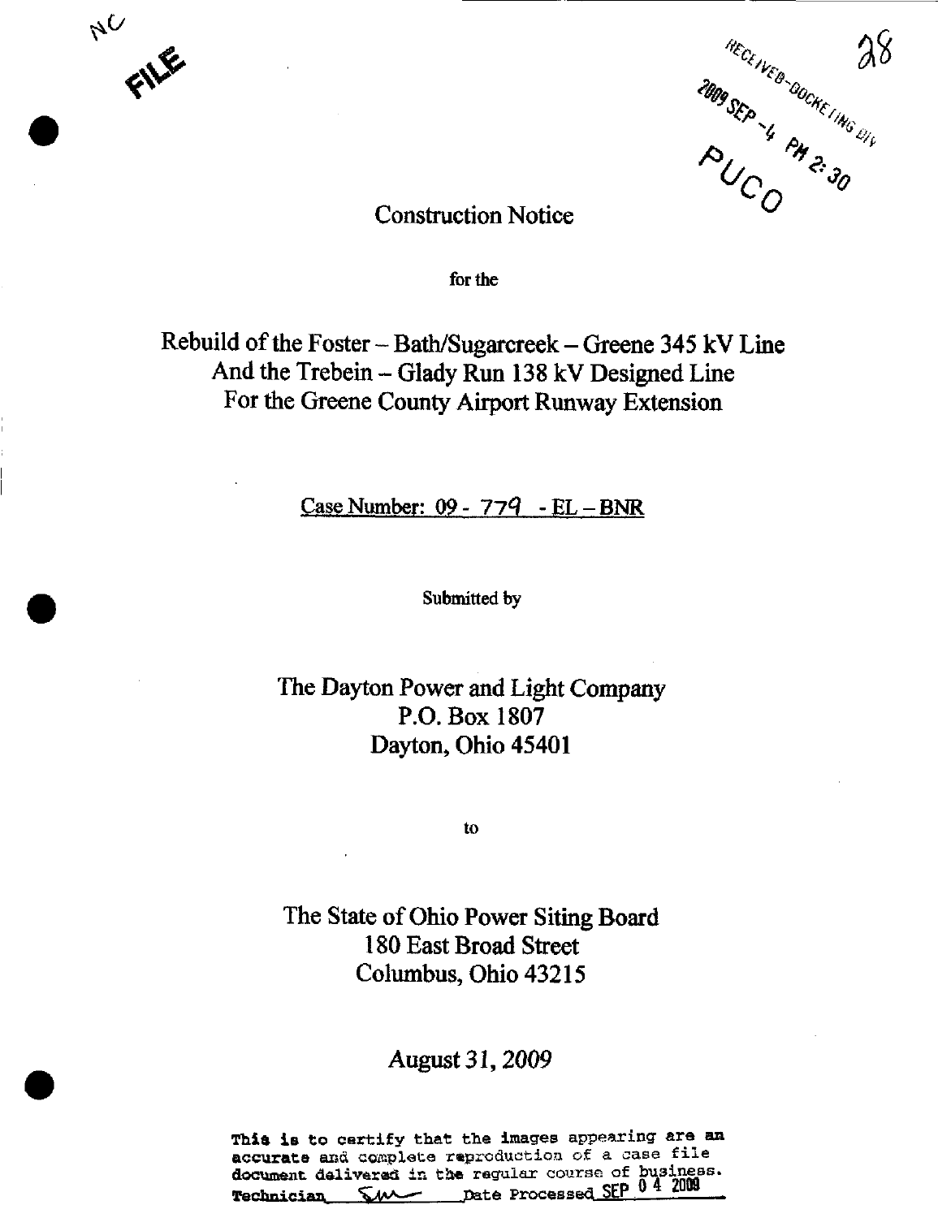NC FILE

RECEIVED-DOCKETING DIV

2009 SEP -4 PM 2:30

PUCO

28

# Construction Notice

for the

## Rebuild of the Foster – Bath/Sugarcreek – Greene 345 kV Line And the Trebein – Glady Run 138 kV Designed Line For the Greene County Airport Runway Extension

Case Number: 09 - 779 - EL – BNR

Submitted by

The Dayton Power and Light Company
P.O. Box 1807
Dayton, Ohio 45401

to

The State of Ohio Power Siting Board
180 East Broad Street
Columbus, Ohio 43215

*August 31, 2009*

This is to certify that the images appearing are an accurate and complete reproduction of a case file document delivered in the regular course of business.
Technician SM Date Processed SEP 04 2009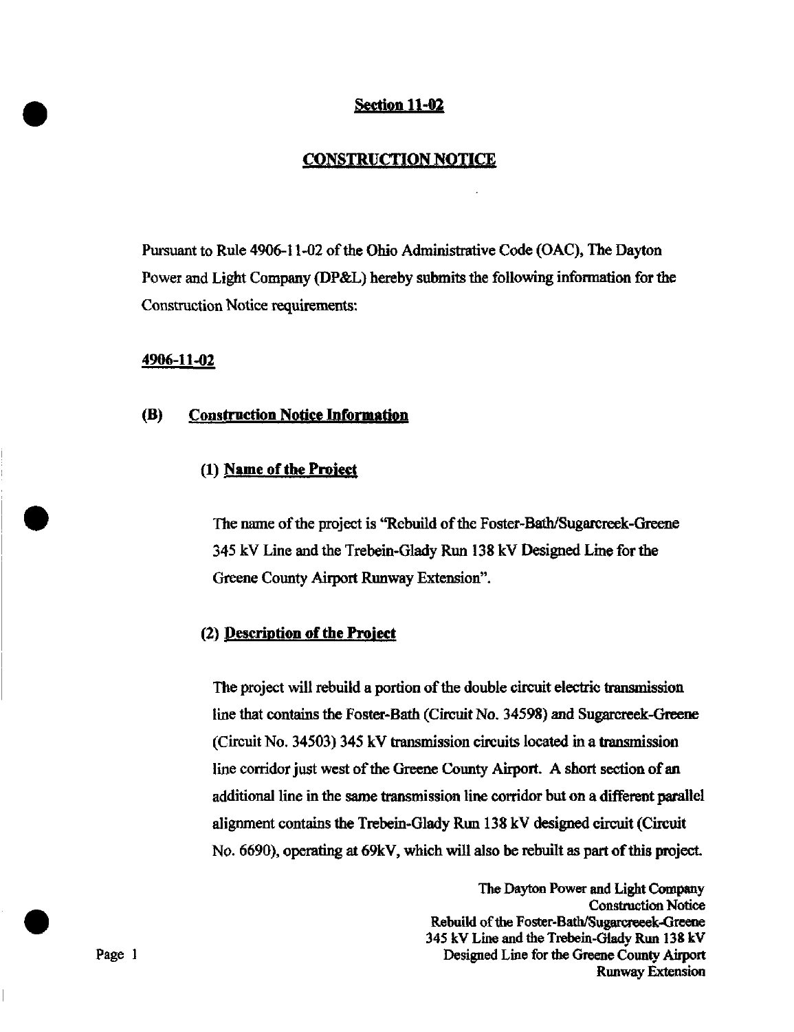## Section 11-02

## CONSTRUCTION NOTICE

Pursuant to Rule 4906-11-02 of the Ohio Administrative Code (OAC), The Dayton Power and Light Company (DP&L) hereby submits the following information for the Construction Notice requirements:

### 4906-11-02

### (B) Construction Notice Information

#### (1) Name of the Project

The name of the project is "Rebuild of the Foster-Bath/Sugarcreek-Greene 345 kV Line and the Trebein-Glady Run 138 kV Designed Line for the Greene County Airport Runway Extension".

#### (2) Description of the Project

The project will rebuild a portion of the double circuit electric transmission line that contains the Foster-Bath (Circuit No. 34598) and Sugarcreek-Greene (Circuit No. 34503) 345 kV transmission circuits located in a transmission line corridor just west of the Greene County Airport. A short section of an additional line in the same transmission line corridor but on a different parallel alignment contains the Trebein-Glady Run 138 kV designed circuit (Circuit No. 6690), operating at 69kV, which will also be rebuilt as part of this project.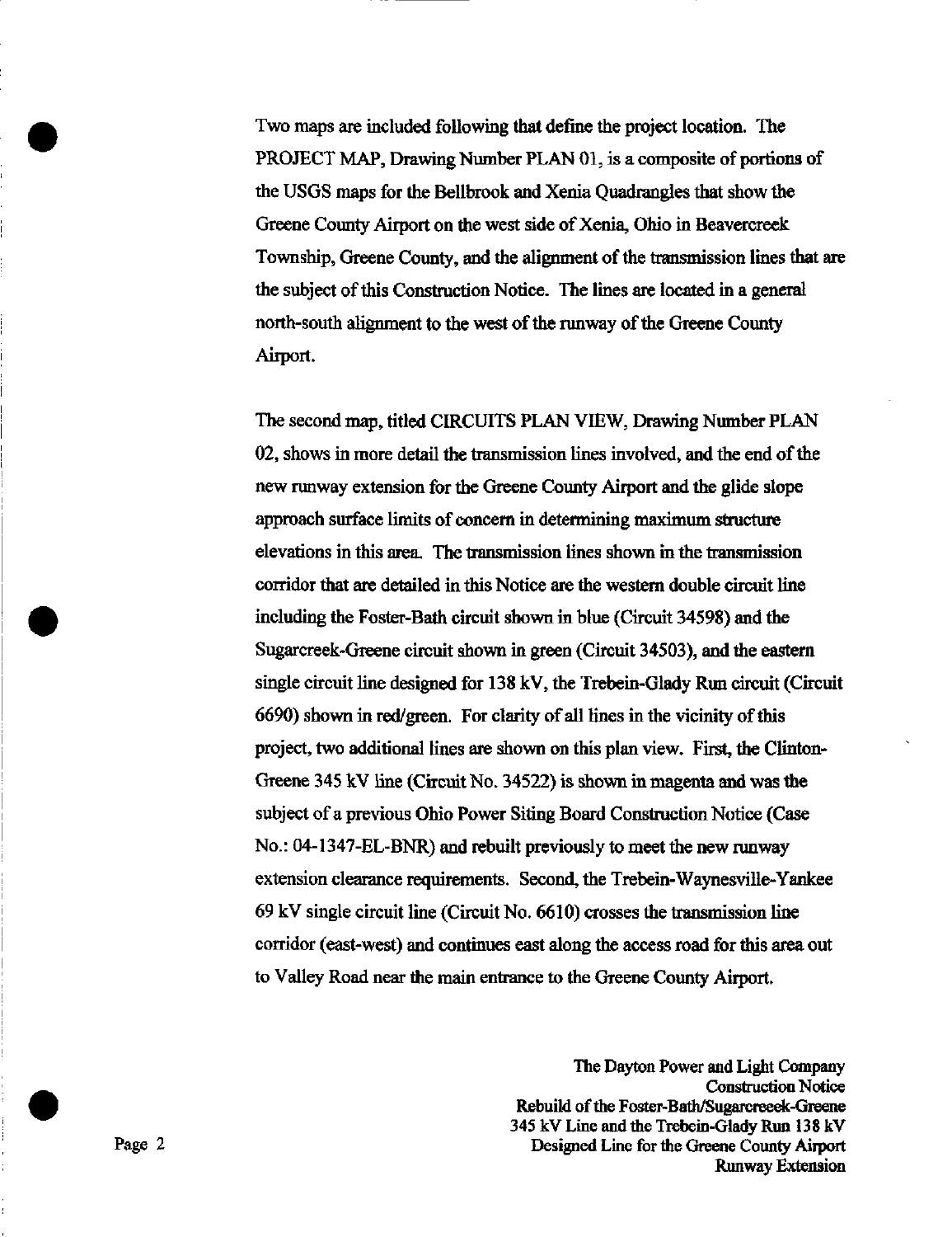Two maps are included following that define the project location. The PROJECT MAP, Drawing Number PLAN 01, is a composite of portions of the USGS maps for the Bellbrook and Xenia Quadrangles that show the Greene County Airport on the west side of Xenia, Ohio in Beavercreek Township, Greene County, and the alignment of the transmission lines that are the subject of this Construction Notice. The lines are located in a general north-south alignment to the west of the runway of the Greene County Airport.

The second map, titled CIRCUITS PLAN VIEW, Drawing Number PLAN 02, shows in more detail the transmission lines involved, and the end of the new runway extension for the Greene County Airport and the glide slope approach surface limits of concern in determining maximum structure elevations in this area. The transmission lines shown in the transmission corridor that are detailed in this Notice are the western double circuit line including the Foster-Bath circuit shown in blue (Circuit 34598) and the Sugarcreek-Greene circuit shown in green (Circuit 34503), and the eastern single circuit line designed for 138 kV, the Trebein-Glady Run circuit (Circuit 6690) shown in red/green. For clarity of all lines in the vicinity of this project, two additional lines are shown on this plan view. First, the Clinton-Greene 345 kV line (Circuit No. 34522) is shown in magenta and was the subject of a previous Ohio Power Siting Board Construction Notice (Case No.: 04-1347-EL-BNR) and rebuilt previously to meet the new runway extension clearance requirements. Second, the Trebein-Waynesville-Yankee 69 kV single circuit line (Circuit No. 6610) crosses the transmission line corridor (east-west) and continues east along the access road for this area out to Valley Road near the main entrance to the Greene County Airport.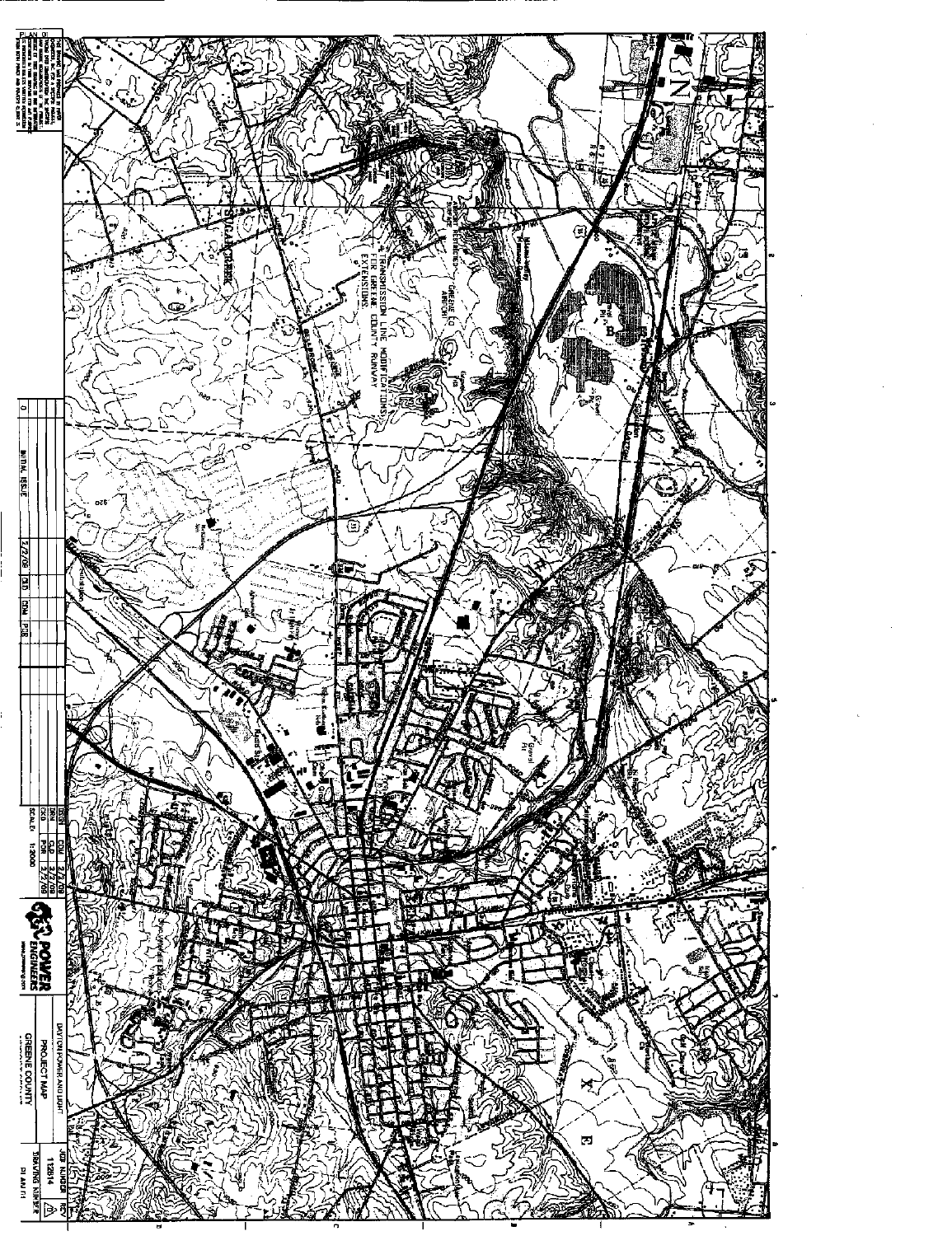TRANSMISSION LINE MODIFICATIONS FOR GREENE COUNTY RUNWAY EXTENSIONS

GREENE CO AIRPORT

| REV | DESCRIPTION | DATE | DSN | DRN | CKD |
|---|---|---|---|---|---|
| 0 | INITIAL ISSUE | 3/2/08 | CLD | CDM | PDR |

| | | |
|---|---|---|
| DSN | CDM | 3/2/08 |
| DRN | CLD | 3/2/08 |
| CKD | PDR | 3/2/08 |
| SCALE: | 1:2000 | |

POWER ENGINEERS

DAYTON POWER AND LIGHT

PROJECT MAP

GREENE COUNTY

JOB NUMBER: 112814

REV: 0

DRAWING NUMBER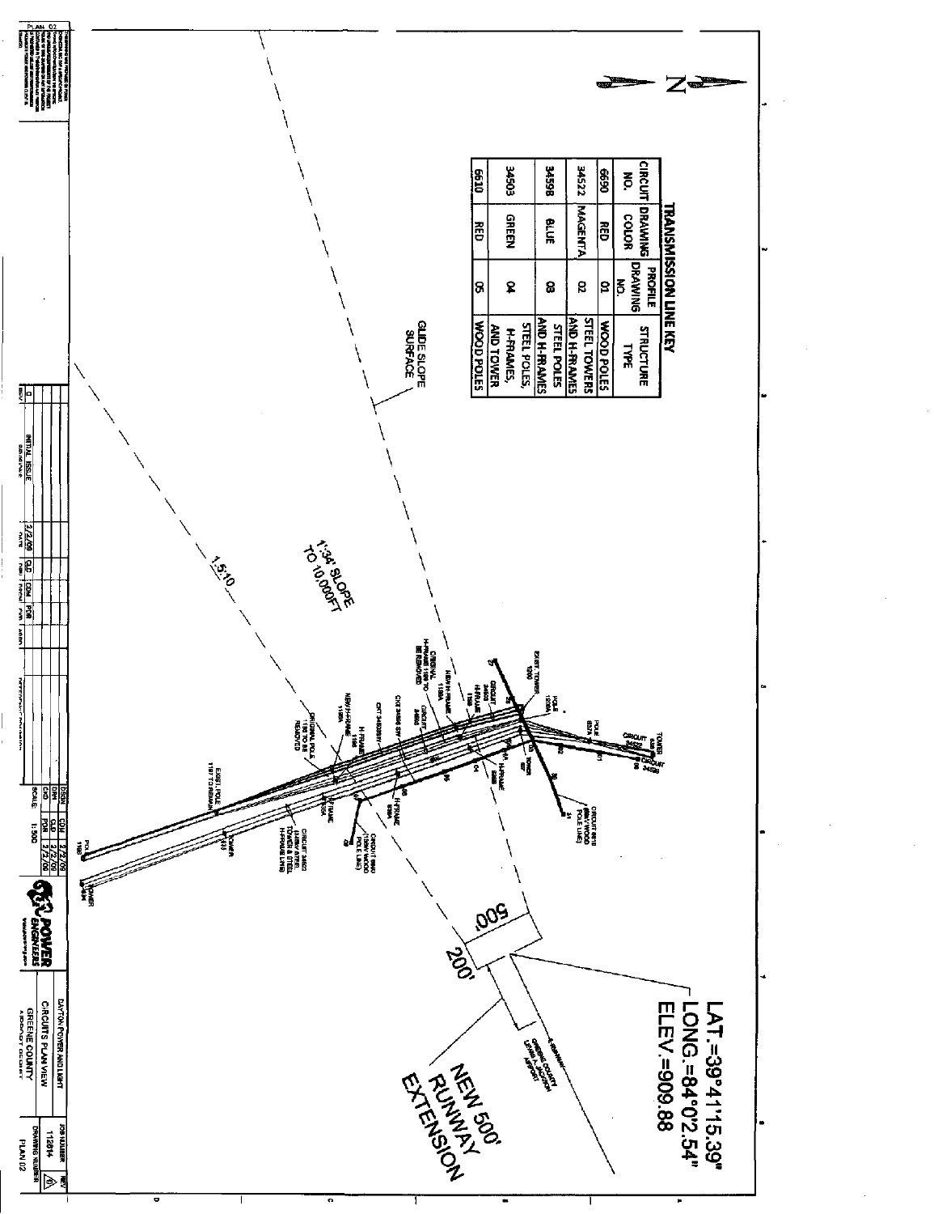## TRANSMISSION LINE KEY

| CIRCUIT NO. | DRAWING COLOR | PROFILE DRAWING NO. | STRUCTURE TYPE |
|---|---|---|---|
| 6690 | RED | 01 | WOOD POLES |
| 34522 | MAGENTA | 02 | STEEL TOWERS AND H-FRAMES |
| 34598 | BLUE | 03 | STEEL POLES AND H-FRAMES |
| 34503 | GREEN | 04 | STEEL POLES, H-FRAMES, AND TOWER |
| 6610 | RED | 05 | WOOD POLES |

N

GLIDE SLOPE SURFACE

1:34' SLOPE TO 10,000FT

1:5:10

500'

200'

NEW 500' RUNWAY EXTENSION

GREENE COUNTY LEWIS A. JACKSON AIRPORT

LAT.=39°41'15.39"
LONG.=84°0'2.54"
ELEV.=909.88

EXIST. TOWER 1260

ORIGINAL H-FRAME 1199 TO BE REMOVED

NEW H-FRAME 1199A

CIRCUIT 34503

H-FRAME 1198

CIRCUIT 34598

CKT 34598/W

CKT 34503/W

NEW H-FRAME 1198A

H-FRAME 1196

ORIGINAL POLE 1197 TO BE REMOVED

EXIST. POLE 1197 TO REMAIN

POLE 1196

POLE 1209A

POLE 68/A

CIRCUIT 34522

TOWER 648

CIRCUIT 34598

CIRCUIT 6610 (6690 WOOD POLE LINE)

H-FRAME 6998

H-FRAME 6999

CIRCUIT 6690 (6690 WOOD POLE LINE)

H-FRAME 69

CIRCUIT 34503 (34503 STEEL TOWER & STEEL H-FRAME LINE)

TOWER 615

TOWER 614

| REV | DESCRIPTION | DATE | DWN | CHKD | APPR |
|---|---|---|---|---|---|
| 0 | INITIAL ISSUE | 2/2/09 | QLD | CDM | PDR |

| DSGN | CDM | 2/2/09 |
|---|---|---|
| DRN | QLD | 2/2/09 |
| CKD | PDR | 2/2/09 |
| SCALE | 1:500 | |

POWER ENGINEERS

DAYTON POWER AND LIGHT
CIRCUITS PLAN VIEW
GREENE COUNTY AIRPORT

JOB NUMBER 112814

DRAWING NUMBER PLAN 02

REV 0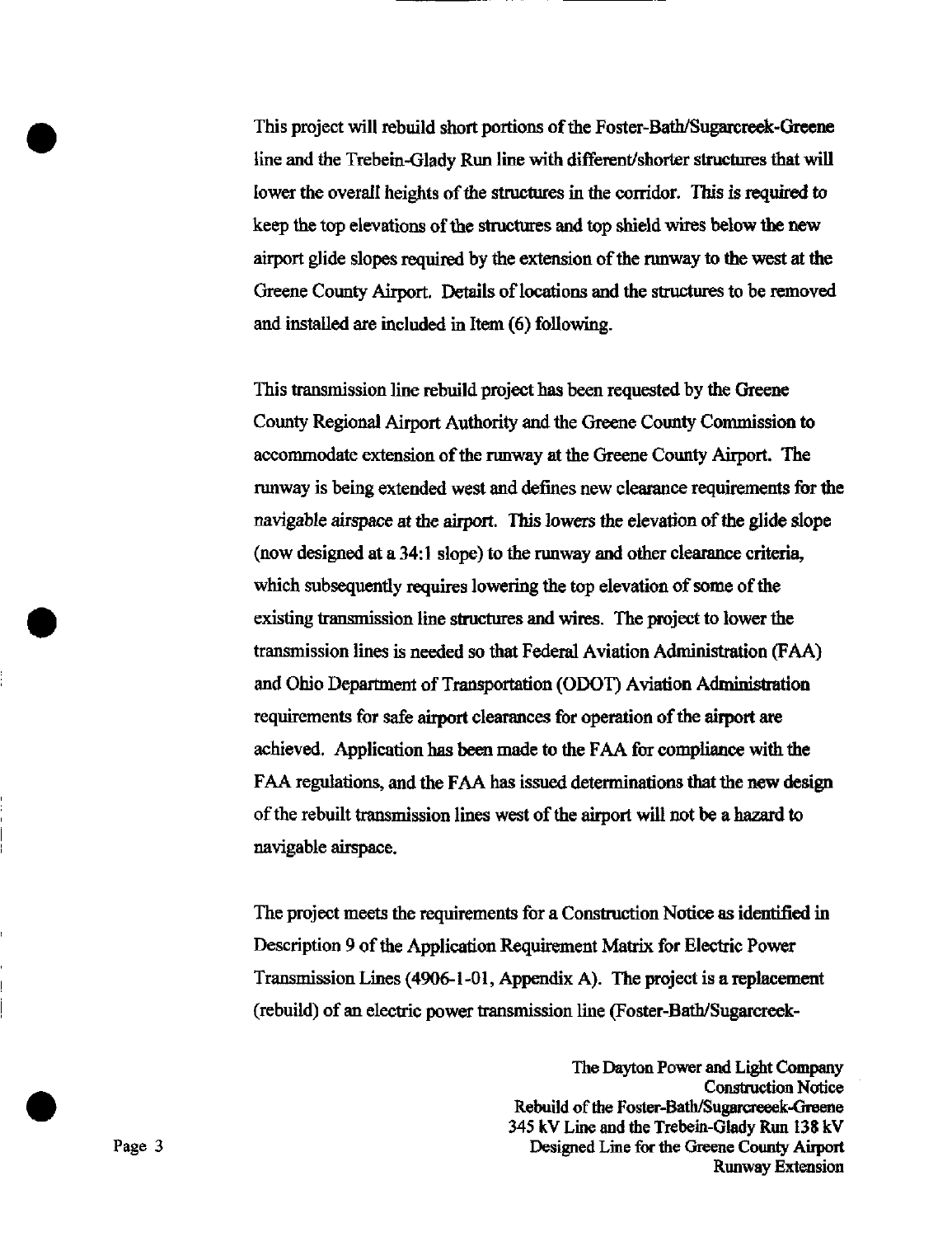This project will rebuild short portions of the Foster-Bath/Sugarcreek-Greene line and the Trebein-Glady Run line with different/shorter structures that will lower the overall heights of the structures in the corridor. This is required to keep the top elevations of the structures and top shield wires below the new airport glide slopes required by the extension of the runway to the west at the Greene County Airport. Details of locations and the structures to be removed and installed are included in Item (6) following.

This transmission line rebuild project has been requested by the Greene County Regional Airport Authority and the Greene County Commission to accommodate extension of the runway at the Greene County Airport. The runway is being extended west and defines new clearance requirements for the navigable airspace at the airport. This lowers the elevation of the glide slope (now designed at a 34:1 slope) to the runway and other clearance criteria, which subsequently requires lowering the top elevation of some of the existing transmission line structures and wires. The project to lower the transmission lines is needed so that Federal Aviation Administration (FAA) and Ohio Department of Transportation (ODOT) Aviation Administration requirements for safe airport clearances for operation of the airport are achieved. Application has been made to the FAA for compliance with the FAA regulations, and the FAA has issued determinations that the new design of the rebuilt transmission lines west of the airport will not be a hazard to navigable airspace.

The project meets the requirements for a Construction Notice as identified in Description 9 of the Application Requirement Matrix for Electric Power Transmission Lines (4906-1-01, Appendix A). The project is a replacement (rebuild) of an electric power transmission line (Foster-Bath/Sugarcreek-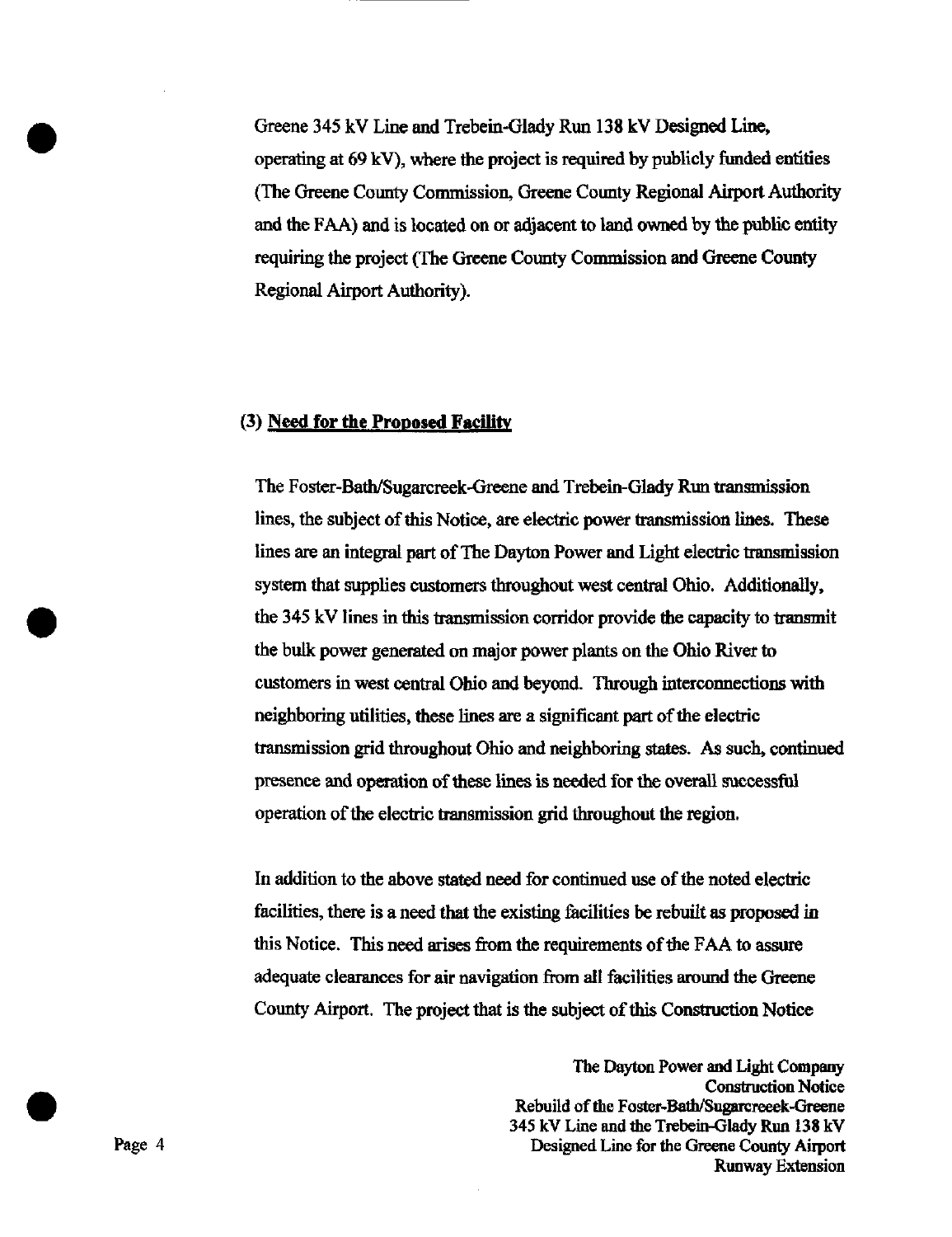Greene 345 kV Line and Trebein-Glady Run 138 kV Designed Line, operating at 69 kV), where the project is required by publicly funded entities (The Greene County Commission, Greene County Regional Airport Authority and the FAA) and is located on or adjacent to land owned by the public entity requiring the project (The Greene County Commission and Greene County Regional Airport Authority).

### (3) Need for the Proposed Facility

The Foster-Bath/Sugarcreek-Greene and Trebein-Glady Run transmission lines, the subject of this Notice, are electric power transmission lines. These lines are an integral part of The Dayton Power and Light electric transmission system that supplies customers throughout west central Ohio. Additionally, the 345 kV lines in this transmission corridor provide the capacity to transmit the bulk power generated on major power plants on the Ohio River to customers in west central Ohio and beyond. Through interconnections with neighboring utilities, these lines are a significant part of the electric transmission grid throughout Ohio and neighboring states. As such, continued presence and operation of these lines is needed for the overall successful operation of the electric transmission grid throughout the region.

In addition to the above stated need for continued use of the noted electric facilities, there is a need that the existing facilities be rebuilt as proposed in this Notice. This need arises from the requirements of the FAA to assure adequate clearances for air navigation from all facilities around the Greene County Airport. The project that is the subject of this Construction Notice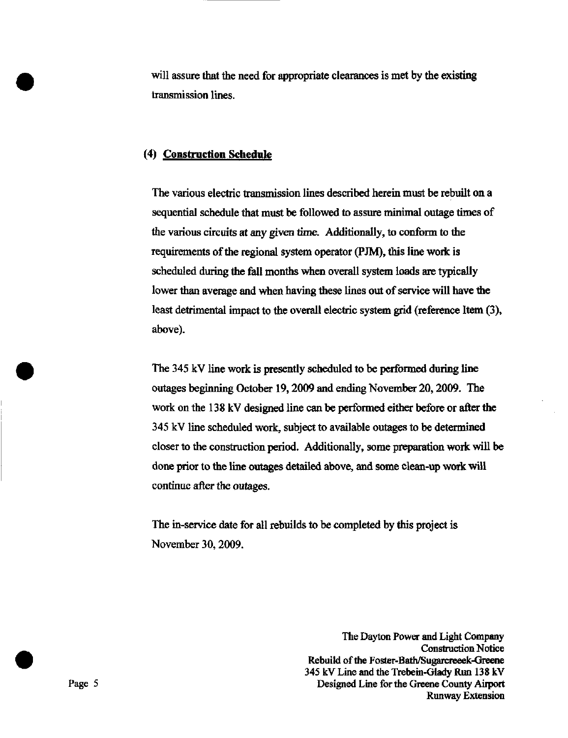will assure that the need for appropriate clearances is met by the existing transmission lines.

### (4) Construction Schedule

The various electric transmission lines described herein must be rebuilt on a sequential schedule that must be followed to assure minimal outage times of the various circuits at any given time. Additionally, to conform to the requirements of the regional system operator (PJM), this line work is scheduled during the fall months when overall system loads are typically lower than average and when having these lines out of service will have the least detrimental impact to the overall electric system grid (reference Item (3), above).

The 345 kV line work is presently scheduled to be performed during line outages beginning October 19, 2009 and ending November 20, 2009. The work on the 138 kV designed line can be performed either before or after the 345 kV line scheduled work, subject to available outages to be determined closer to the construction period. Additionally, some preparation work will be done prior to the line outages detailed above, and some clean-up work will continue after the outages.

The in-service date for all rebuilds to be completed by this project is November 30, 2009.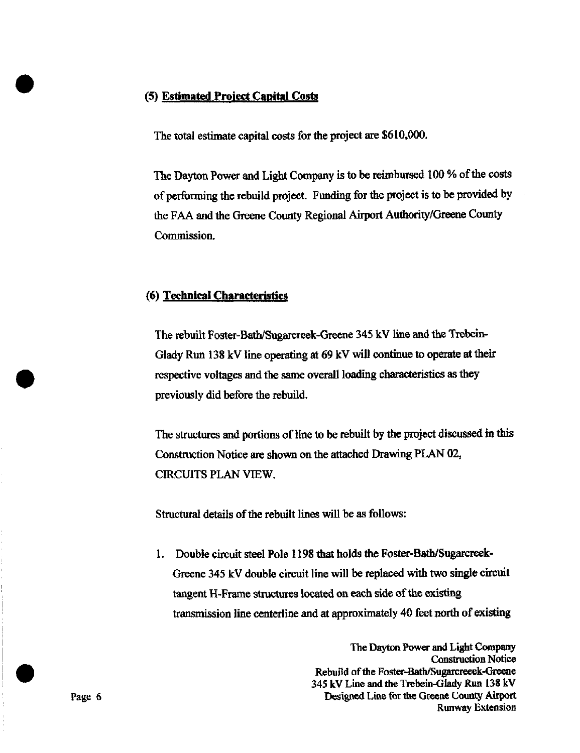## (5) Estimated Project Capital Costs

The total estimate capital costs for the project are $610,000.

The Dayton Power and Light Company is to be reimbursed 100 % of the costs of performing the rebuild project. Funding for the project is to be provided by the FAA and the Greene County Regional Airport Authority/Greene County Commission.

## (6) Technical Characteristics

The rebuilt Foster-Bath/Sugarcreek-Greene 345 kV line and the Trebein-Glady Run 138 kV line operating at 69 kV will continue to operate at their respective voltages and the same overall loading characteristics as they previously did before the rebuild.

The structures and portions of line to be rebuilt by the project discussed in this Construction Notice are shown on the attached Drawing PLAN 02, CIRCUITS PLAN VIEW.

Structural details of the rebuilt lines will be as follows:

1. Double circuit steel Pole 1198 that holds the Foster-Bath/Sugarcreek-Greene 345 kV double circuit line will be replaced with two single circuit tangent H-Frame structures located on each side of the existing transmission line centerline and at approximately 40 feet north of existing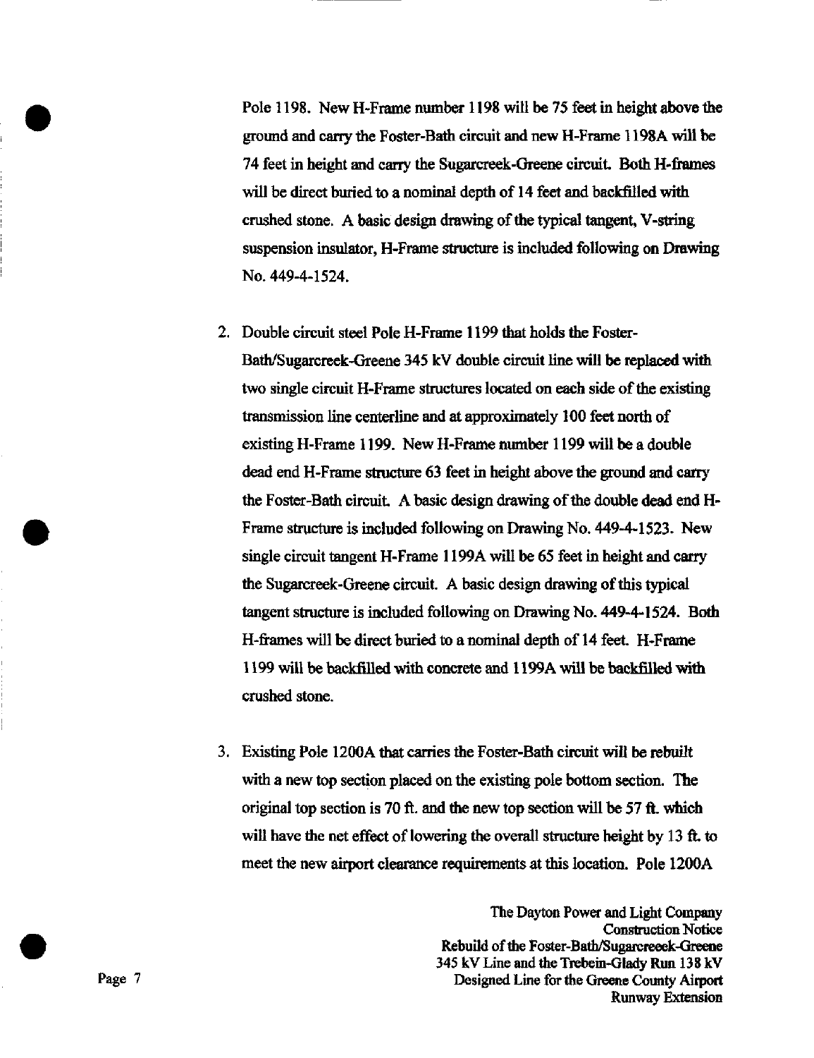Pole 1198. New H-Frame number 1198 will be 75 feet in height above the ground and carry the Foster-Bath circuit and new H-Frame 1198A will be 74 feet in height and carry the Sugarcreek-Greene circuit. Both H-frames will be direct buried to a nominal depth of 14 feet and backfilled with crushed stone. A basic design drawing of the typical tangent, V-string suspension insulator, H-Frame structure is included following on Drawing No. 449-4-1524.

2. Double circuit steel Pole H-Frame 1199 that holds the Foster-Bath/Sugarcreek-Greene 345 kV double circuit line will be replaced with two single circuit H-Frame structures located on each side of the existing transmission line centerline and at approximately 100 feet north of existing H-Frame 1199. New H-Frame number 1199 will be a double dead end H-Frame structure 63 feet in height above the ground and carry the Foster-Bath circuit. A basic design drawing of the double dead end H-Frame structure is included following on Drawing No. 449-4-1523. New single circuit tangent H-Frame 1199A will be 65 feet in height and carry the Sugarcreek-Greene circuit. A basic design drawing of this typical tangent structure is included following on Drawing No. 449-4-1524. Both H-frames will be direct buried to a nominal depth of 14 feet. H-Frame 1199 will be backfilled with concrete and 1199A will be backfilled with crushed stone.

3. Existing Pole 1200A that carries the Foster-Bath circuit will be rebuilt with a new top section placed on the existing pole bottom section. The original top section is 70 ft. and the new top section will be 57 ft. which will have the net effect of lowering the overall structure height by 13 ft. to meet the new airport clearance requirements at this location. Pole 1200A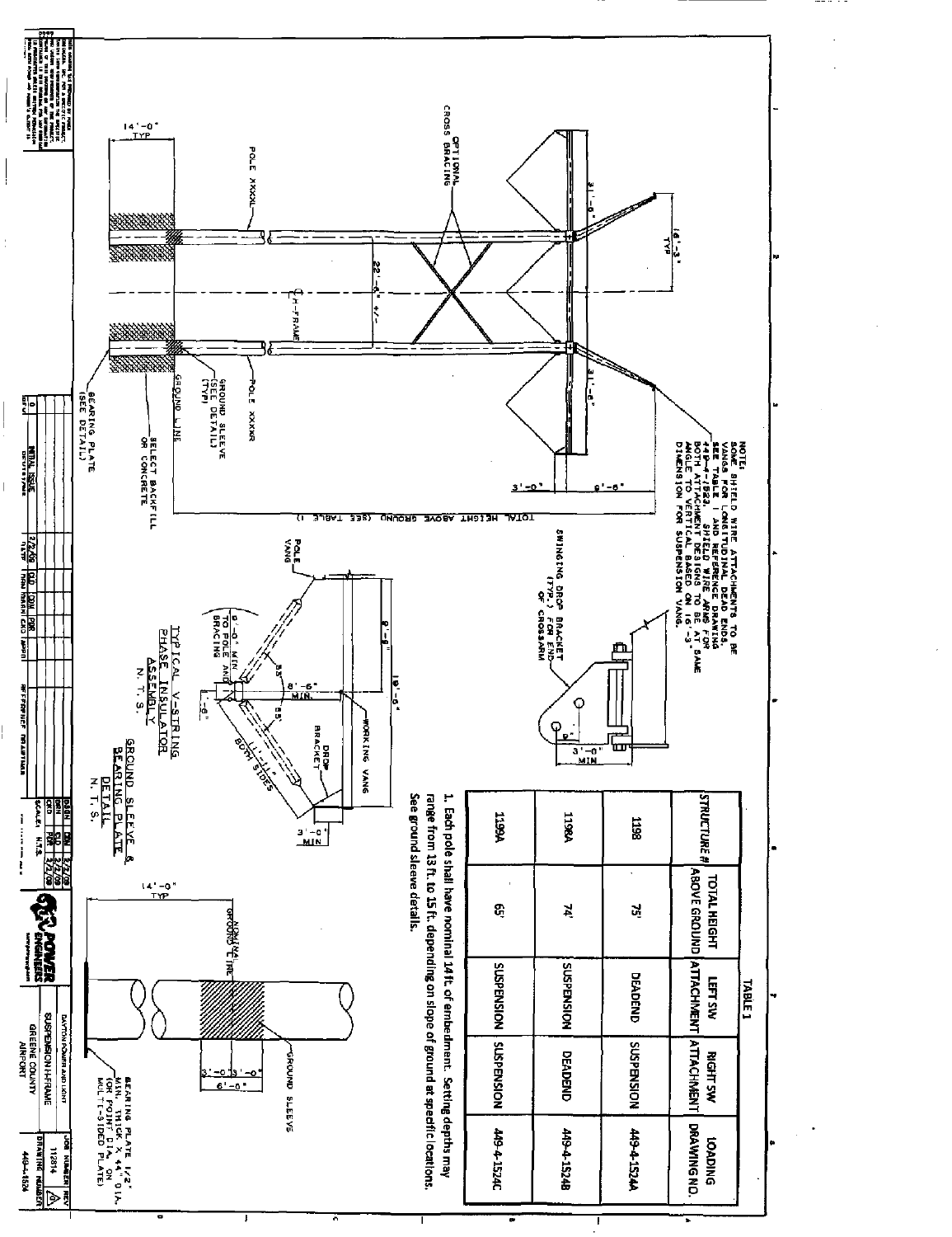| STRUCTURE # | TOTAL HEIGHT ABOVE GROUND | LEFT SW ATTACHMENT | RIGHT SW ATTACHMENT | LOADING DRAWING NO. |
|---|---|---|---|---|
| 1198 | 75' | DEADEND | SUSPENSION | 449-4-1524A |
| 1198A | 74' | SUSPENSION | DEADEND | 449-4-1524B |
| 1199A | 65' | SUSPENSION | SUSPENSION | 449-4-1524C |

TABLE 1

1. Each pole shall have nominal 14 ft. of embedment. Setting depths may range from 13 ft. to 15 ft. depending on slope of ground at specific locations. See ground sleeve details.

NOTE: SOME SHIELD WIRE ATTACHMENTS TO BE VANGS FOR LONGITUDINAL DEAD ENDS. SEE TABLE 1 AND REFERENCE DRAWING 449-4-1523. SHIELD WIRE ARMS FOR BOTH ATTACHMENT DESIGNS TO BE AT SAME ANGLE TO VERTICAL BASED ON 16'-3" DIMENSION FOR SUSPENSION VANG.

OPTIONAL CROSS BRACING

POLE XXXXL

POLE XXXXR

℄ H-FRAME

14'-0" TYP

31'-6"

16'-3" TYP

22'-6" +/-

3'-0"

9'-6"

GROUND SLEEVE (SEE DETAIL) (TYP)

GROUND LINE

SELECT BACKFILL OR CONCRETE

BEARING PLATE (SEE DETAIL)

TOTAL HEIGHT ABOVE GROUND (SEE TABLE 1)

SWINGING DROP BRACKET (TYP.) FOR END OF CROSSARM

3'-0" MIN

POLE VANG

WORKING VANG

DROP BRACKET

9'-0" MIN TO POLE AND BRACING

8'-6" MIN.

11'-11" BOTH SIDES

19'-6"

8'-8"

55°

3'-0" MIN

## TYPICAL V-STRING PHASE INSULATOR ASSEMBLY
N. T. S.

## GROUND SLEEVE & BEARING PLATE DETAIL
N. T. S.

14'-0" TYP

NOMINAL GROUND LINE

GROUND SLEEVE

3'-0" 3'-0"

6'-0"

BEARING PLATE 1/2" MIN. THICK X 44" DIA. (OR POINT DIA. ON MULTI-SIDED PLATE)

| REV | DESCRIPTION | DATE | DSGN | DRWN | CKD | APPD |
|---|---|---|---|---|---|---|
| 0 | INITIAL ISSUE | 2/2/09 | | | | |

SCALE: N.T.S.

POWER ENGINEERS

DAYTON POWER AND LIGHT

SUSPENSION H-FRAME

GREENE COUNTY AIRPORT

JOB NUMBER: 112814

DRAWING NUMBER: 449-4-1524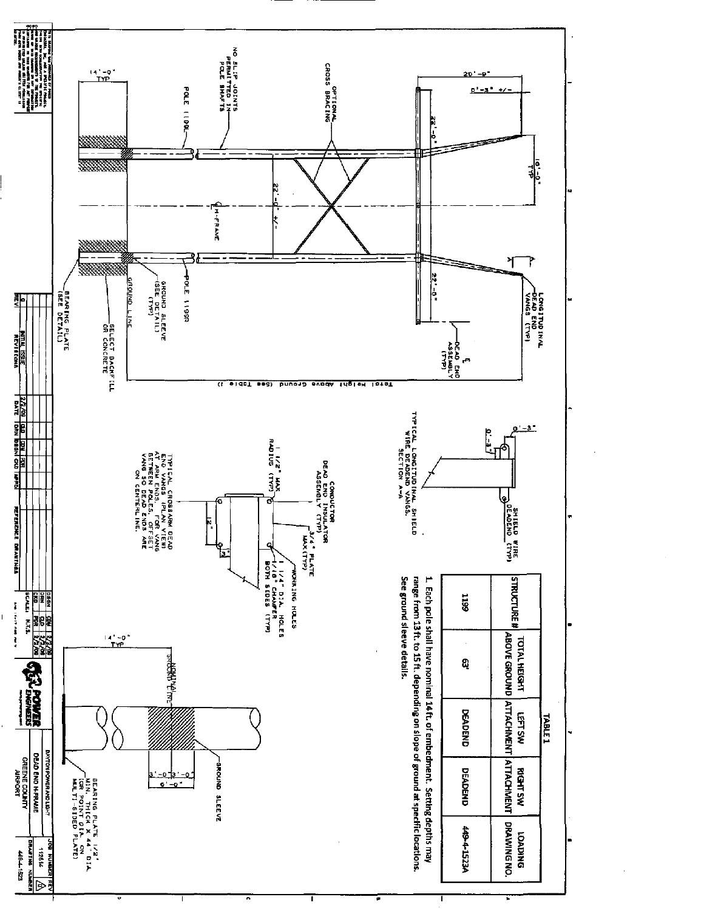**TABLE 1**

| STRUCTURE # | TOTAL HEIGHT ABOVE GROUND | LEFT SW ATTACHMENT | RIGHT SW ATTACHMENT | LOADING DRAWING NO. |
|---|---|---|---|---|
| 1199 | 63' | DEADEND | DEADEND | 449-4-1523A |

1. Each pole shall have nominal 14 ft. of embedment. Setting depths may range from 13 ft. to 15 ft. depending on slope of ground at specific locations. See ground sleeve details.

20'-9"

0'-3" +/-

10'-0" TYP

22'-0"

22'-0" +/-

22'-0"

OPTIONAL CROSS BRACING

NO SLIP JOINTS PERMITTED IN POLE SHAFTS

POLE 1199L

℄ H-FRAME

POLE 1199R

LONGITUDINAL DEAD END VANGS (TYP)

℄ DEAD END ASSEMBLY (TYP)

Total Height Above Ground (See Table 1)

GROUND SLEEVE (SEE DETAIL) (TYP)

GROUND LINE

SELECT BACKFILL OR CONCRETE

BEARING PLATE (SEE DETAIL)

14'-0" TYP

0'-3"

0'-3"

SHIELD WIRE DEADEND (TYP)

TYPICAL LONGITUDINAL SHIELD WIRE DEADEND VANGS. SECTION A-A

CONDUCTOR DEAD END INSULATOR ASSEMBLY (TYP)

1 1/2" MAX RADIUS (TYP)

3/4" PLATE MAX (TYP)

WORKING HOLES

1 1/4" DIA. HOLES 1/16" CHAMFER BOTH SIDES (TYP)

12"

3"

TYPICAL CROSSARM DEAD END VANGS (PLAN VIEW) AT ARM ENDS. FOR VANG BETWEEN POLES, OFFSET VANG SO DEAD ENDS ARE ON CENTERLINE.

14'-0" TYP

NOMINAL GROUND LINE

GROUND SLEEVE

3'-0" 3'-0"

6'-0"

BEARING PLATE 1/2" MIN. THICK X 44" DIA. (OR POINT DIA. ON MULTI-SIDED PLATE)

| REV | REVISIONS | DATE | DRN | DSGN | CKD | APPD |
|---|---|---|---|---|---|---|
| 0 | INITIAL ISSUE | 2/2/09 | GLD | CDW | PDR | |

REFERENCE DRAWINGS

DSGN CDW 1/2/09
DRN GLD 2/2/09
CKD PDR 2/2/09
SCALE: N.T.S.

POWER ENGINEERS

DAYTON POWER AND LIGHT

DEAD END H-FRAME

GREENE COUNTY AIRPORT

JOB NUMBER 112614

DRAWING NUMBER 449-4-1523

REV 0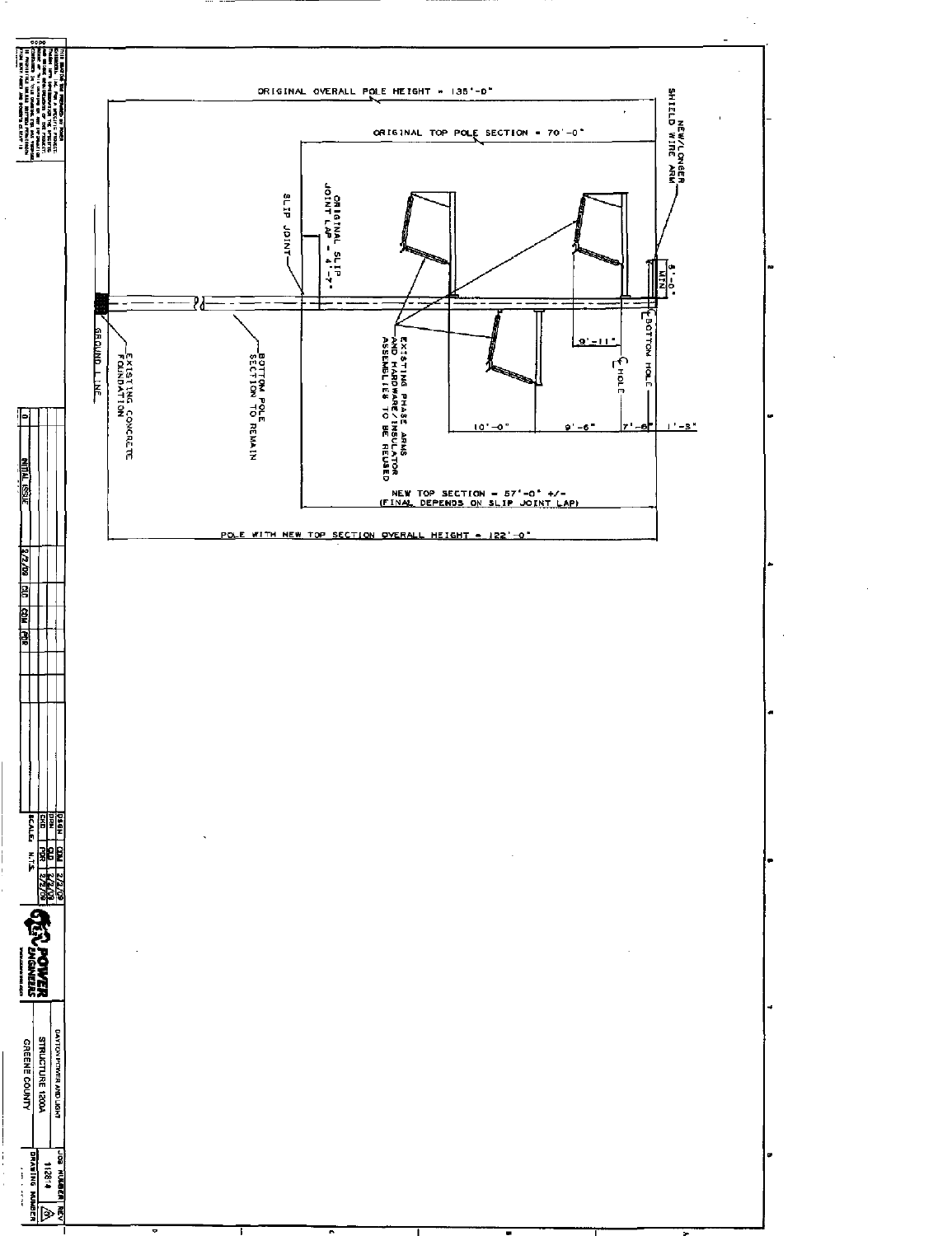ORIGINAL OVERALL POLE HEIGHT = 135'-0"

ORIGINAL TOP POLE SECTION = 70'-0"

NEW/LONGER SHIELD WIRE ARM

5'-0" MIN

ORIGINAL SLIP JOINT LAP = 4'-7"

SLIP JOINT

EXISTING PHASE ARMS AND HARDWARE/INSULATOR ASSEMBLIES TO BE REUSED

9'-11"

℄ HOLE

℄ BOTTOM HOLE

GROUND LINE

EXISTING CONCRETE FOUNDATION

BOTTOM POLE SECTION TO REMAIN

10'-0"

9'-6"

7'-6"

1'-3"

NEW TOP SECTION = 57'-0" +/- (FINAL DEPENDS ON SLIP JOINT LAP)

POLE WITH NEW TOP SECTION OVERALL HEIGHT = 122'-0"

| REV | DESCRIPTION | DATE | BY | CHK | APP |
|---|---|---|---|---|---|
| 0 | INITIAL ISSUE | 2/2/09 | CLD | CDM | PDR |

| | | |
|---|---|---|
| DSGN | CDM | 2/2/09 |
| DRN | CLD | 2/2/09 |
| CKD | PDR | 2/2/09 |

SCALE: N.T.S.

POWER ENGINEERS

DAYTON POWER AND LIGHT

STRUCTURE 1200A

GREENE COUNTY

JOB NUMBER: 112814

DRAWING NUMBER

REV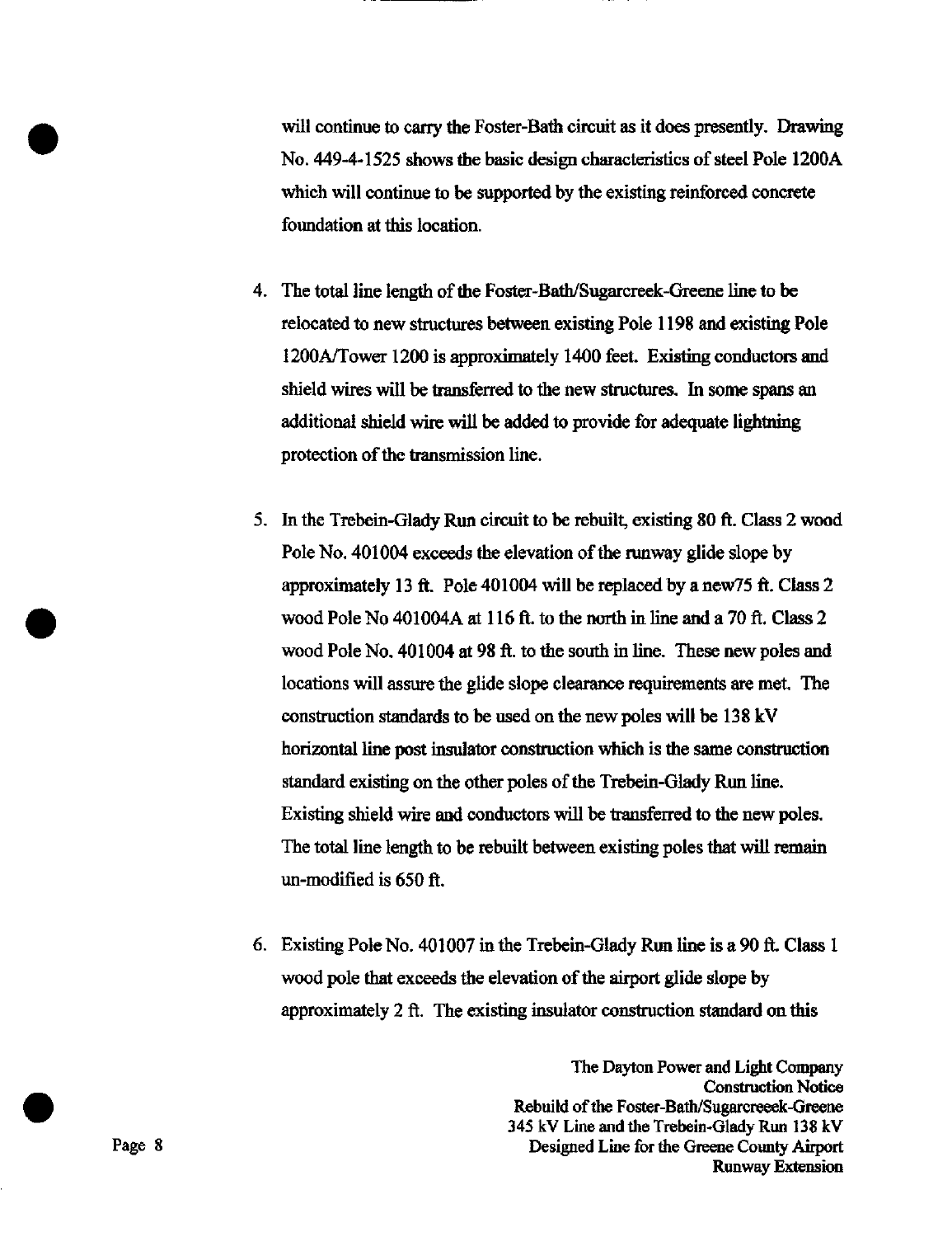will continue to carry the Foster-Bath circuit as it does presently. Drawing No. 449-4-1525 shows the basic design characteristics of steel Pole 1200A which will continue to be supported by the existing reinforced concrete foundation at this location.

4. The total line length of the Foster-Bath/Sugarcreek-Greene line to be relocated to new structures between existing Pole 1198 and existing Pole 1200A/Tower 1200 is approximately 1400 feet. Existing conductors and shield wires will be transferred to the new structures. In some spans an additional shield wire will be added to provide for adequate lightning protection of the transmission line.

5. In the Trebein-Glady Run circuit to be rebuilt, existing 80 ft. Class 2 wood Pole No. 401004 exceeds the elevation of the runway glide slope by approximately 13 ft. Pole 401004 will be replaced by a new75 ft. Class 2 wood Pole No 401004A at 116 ft. to the north in line and a 70 ft. Class 2 wood Pole No. 401004 at 98 ft. to the south in line. These new poles and locations will assure the glide slope clearance requirements are met. The construction standards to be used on the new poles will be 138 kV horizontal line post insulator construction which is the same construction standard existing on the other poles of the Trebein-Glady Run line. Existing shield wire and conductors will be transferred to the new poles. The total line length to be rebuilt between existing poles that will remain un-modified is 650 ft.

6. Existing Pole No. 401007 in the Trebein-Glady Run line is a 90 ft. Class 1 wood pole that exceeds the elevation of the airport glide slope by approximately 2 ft. The existing insulator construction standard on this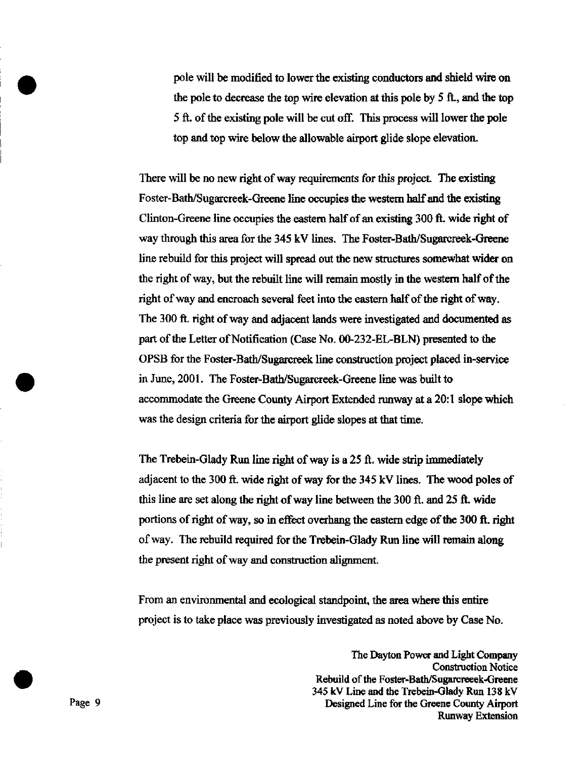pole will be modified to lower the existing conductors and shield wire on the pole to decrease the top wire elevation at this pole by 5 ft., and the top 5 ft. of the existing pole will be cut off. This process will lower the pole top and top wire below the allowable airport glide slope elevation.

There will be no new right of way requirements for this project. The existing Foster-Bath/Sugarcreek-Greene line occupies the western half and the existing Clinton-Greene line occupies the eastern half of an existing 300 ft. wide right of way through this area for the 345 kV lines. The Foster-Bath/Sugarcreek-Greene line rebuild for this project will spread out the new structures somewhat wider on the right of way, but the rebuilt line will remain mostly in the western half of the right of way and encroach several feet into the eastern half of the right of way. The 300 ft. right of way and adjacent lands were investigated and documented as part of the Letter of Notification (Case No. 00-232-EL-BLN) presented to the OPSB for the Foster-Bath/Sugarcreek line construction project placed in-service in June, 2001. The Foster-Bath/Sugarcreek-Greene line was built to accommodate the Greene County Airport Extended runway at a 20:1 slope which was the design criteria for the airport glide slopes at that time.

The Trebein-Glady Run line right of way is a 25 ft. wide strip immediately adjacent to the 300 ft. wide right of way for the 345 kV lines. The wood poles of this line are set along the right of way line between the 300 ft. and 25 ft. wide portions of right of way, so in effect overhang the eastern edge of the 300 ft. right of way. The rebuild required for the Trebein-Glady Run line will remain along the present right of way and construction alignment.

From an environmental and ecological standpoint, the area where this entire project is to take place was previously investigated as noted above by Case No.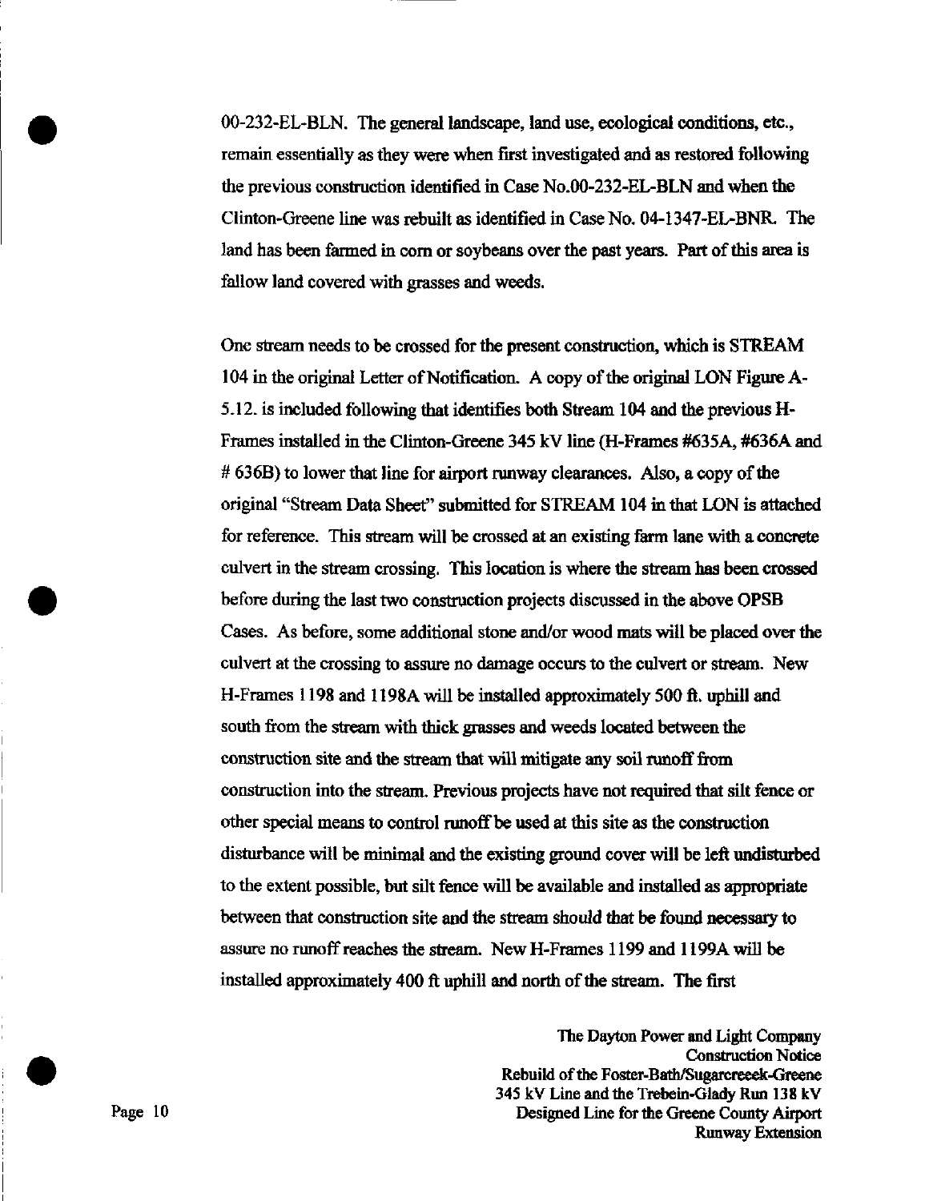00-232-EL-BLN. The general landscape, land use, ecological conditions, etc., remain essentially as they were when first investigated and as restored following the previous construction identified in Case No.00-232-EL-BLN and when the Clinton-Greene line was rebuilt as identified in Case No. 04-1347-EL-BNR. The land has been farmed in corn or soybeans over the past years. Part of this area is fallow land covered with grasses and weeds.

One stream needs to be crossed for the present construction, which is STREAM 104 in the original Letter of Notification. A copy of the original LON Figure A-5.12. is included following that identifies both Stream 104 and the previous H-Frames installed in the Clinton-Greene 345 kV line (H-Frames #635A, #636A and # 636B) to lower that line for airport runway clearances. Also, a copy of the original "Stream Data Sheet" submitted for STREAM 104 in that LON is attached for reference. This stream will be crossed at an existing farm lane with a concrete culvert in the stream crossing. This location is where the stream has been crossed before during the last two construction projects discussed in the above OPSB Cases. As before, some additional stone and/or wood mats will be placed over the culvert at the crossing to assure no damage occurs to the culvert or stream. New H-Frames 1198 and 1198A will be installed approximately 500 ft. uphill and south from the stream with thick grasses and weeds located between the construction site and the stream that will mitigate any soil runoff from construction into the stream. Previous projects have not required that silt fence or other special means to control runoff be used at this site as the construction disturbance will be minimal and the existing ground cover will be left undisturbed to the extent possible, but silt fence will be available and installed as appropriate between that construction site and the stream should that be found necessary to assure no runoff reaches the stream. New H-Frames 1199 and 1199A will be installed approximately 400 ft uphill and north of the stream. The first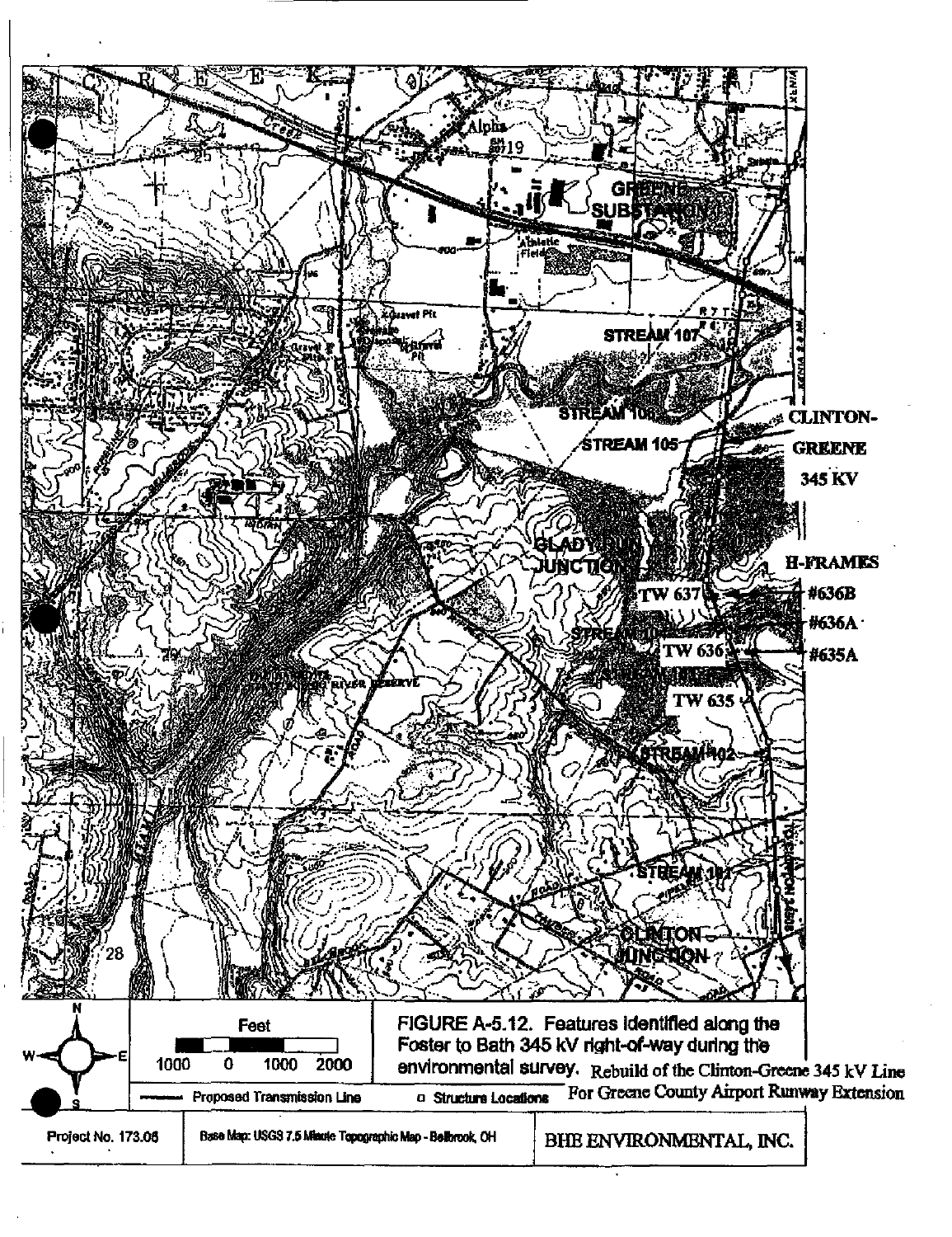FIGURE A-5.12. Features identified along the Foster to Bath 345 kV right-of-way during the environmental survey. Rebuild of the Clinton-Greene 345 kV Line For Greene County Airport Runway Extension

Feet: 1000 0 1000 2000

Proposed Transmission Line

Structure Locations

Project No. 173.05

Base Map: USGS 7.5 Minute Topographic Map - Bellbrook, OH

BHE ENVIRONMENTAL, INC.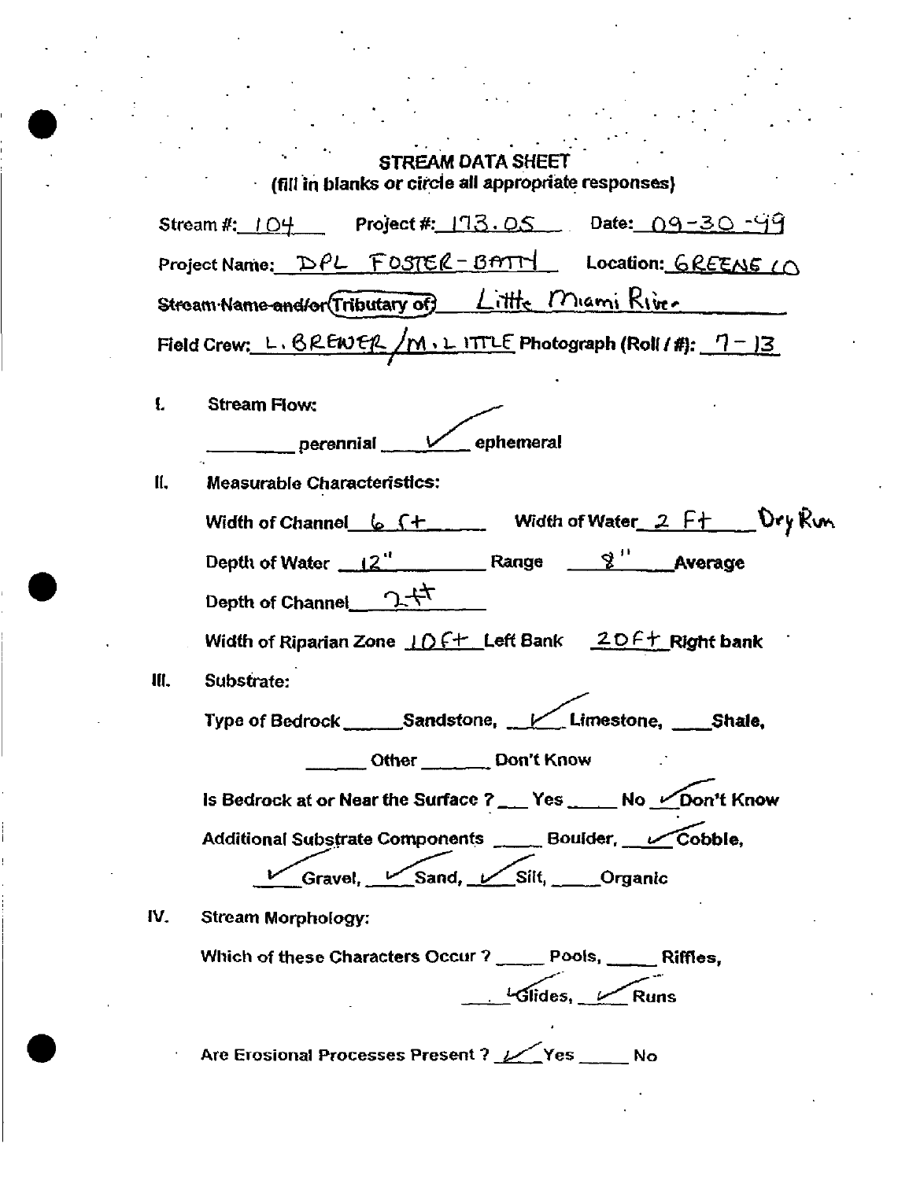## STREAM DATA SHEET

(fill in blanks or circle all appropriate responses)

Stream #: 104  Project #: 173.05  Date: 09-30-99

Project Name: DPL FOSTER-BATH  Location: GREENE CO

~~Stream Name and/or~~ (Tributary of) Little Miami River

Field Crew: L. BREWER / M. LITTLE  Photograph (Roll / #): 7-13

**I. Stream Flow:**

_____ perennial  ✓ ephemeral

**II. Measurable Characteristics:**

Width of Channel 6 ft  Width of Water 2 Ft  Dry Run

Depth of Water 12" Range  8" Average

Depth of Channel 2 ft

Width of Riparian Zone 10 ft Left Bank  20 ft Right bank

**III. Substrate:**

Type of Bedrock _____ Sandstone, ✓ Limestone, _____ Shale,

_____ Other _____ Don't Know

Is Bedrock at or Near the Surface ? ___ Yes ___ No ✓ Don't Know

Additional Substrate Components _____ Boulder, ✓ Cobble,

✓ Gravel, ✓ Sand, ✓ Silt, _____ Organic

**IV. Stream Morphology:**

Which of these Characters Occur ? _____ Pools, _____ Riffles,

✓ Glides, ✓ Runs

Are Erosional Processes Present ? ✓ Yes _____ No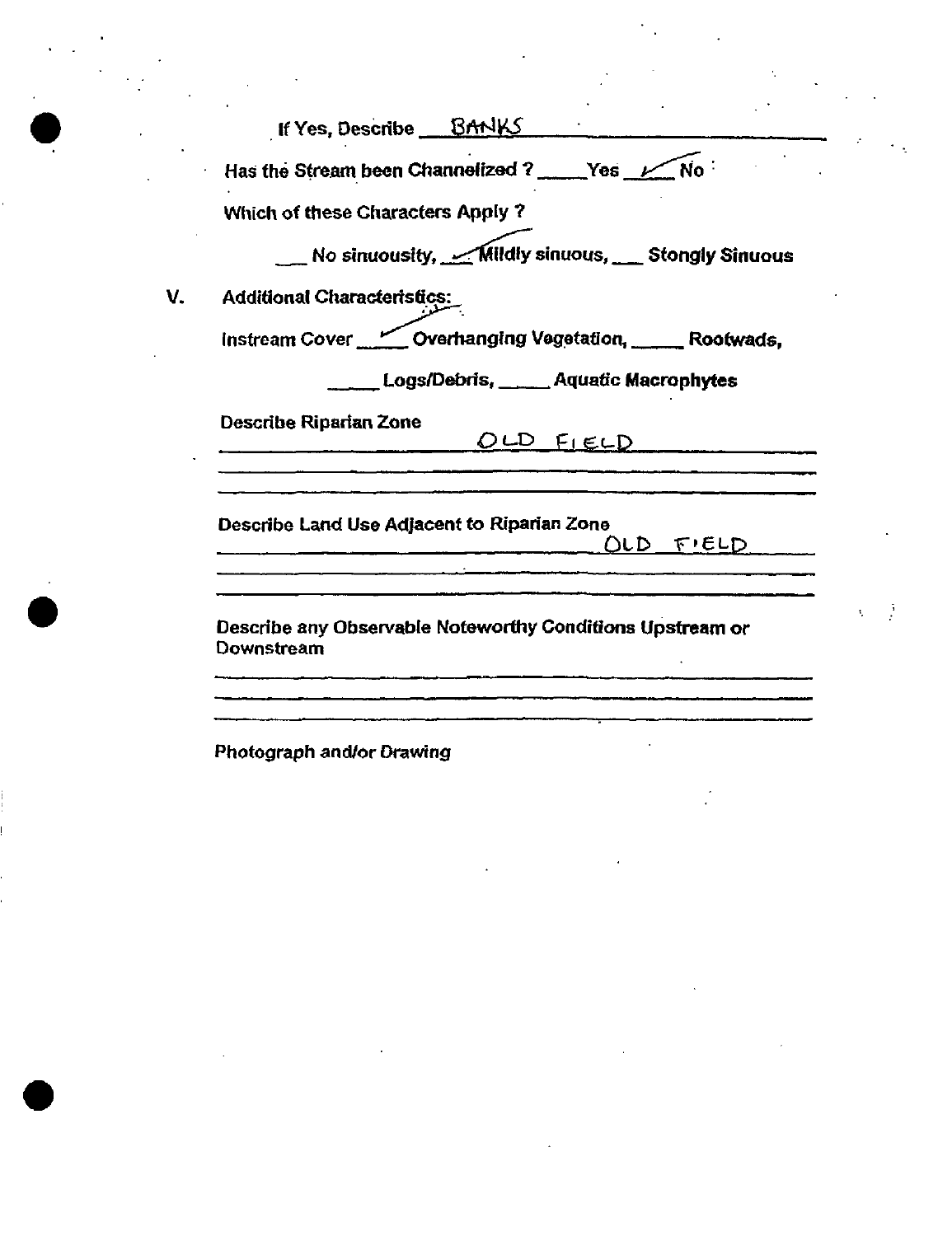If Yes, Describe BANKS

Has the Stream been Channelized ? \_\_\_\_ Yes ✓ No

Which of these Characters Apply ?

\_\_\_ No sinuousity, ✓ Mildly sinuous, \_\_\_ Stongly Sinuous

V. Additional Characteristics:

Instream Cover ✓ Overhanging Vegetation, \_\_\_\_ Rootwads,

\_\_\_\_ Logs/Debris, \_\_\_\_ Aquatic Macrophytes

Describe Riparian Zone

OLD FIELD

Describe Land Use Adjacent to Riparian Zone

OLD FIELD

Describe any Observable Noteworthy Conditions Upstream or Downstream

Photograph and/or Drawing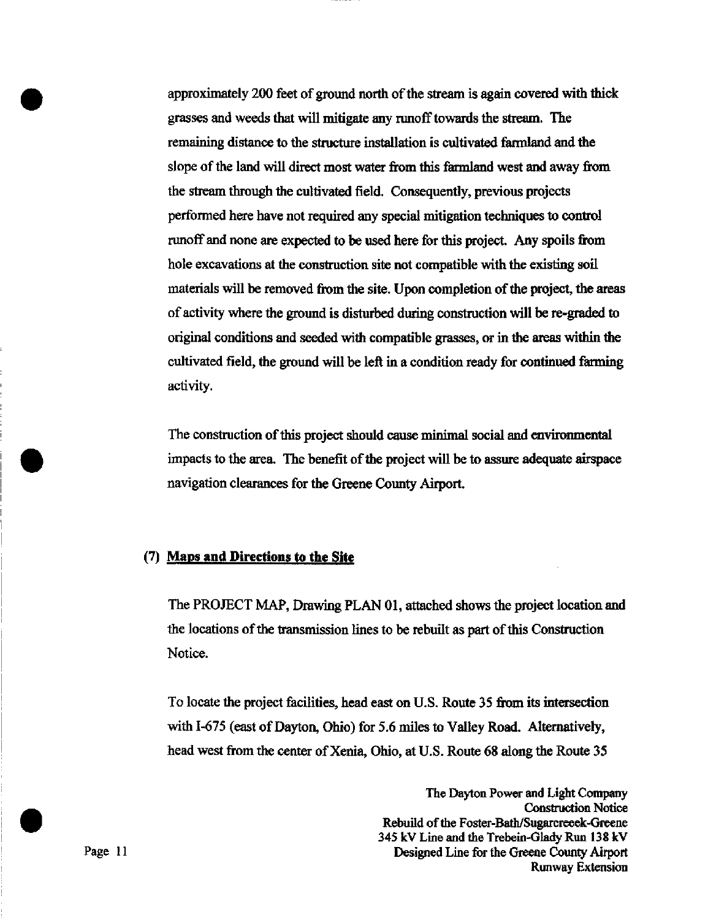approximately 200 feet of ground north of the stream is again covered with thick grasses and weeds that will mitigate any runoff towards the stream. The remaining distance to the structure installation is cultivated farmland and the slope of the land will direct most water from this farmland west and away from the stream through the cultivated field. Consequently, previous projects performed here have not required any special mitigation techniques to control runoff and none are expected to be used here for this project. Any spoils from hole excavations at the construction site not compatible with the existing soil materials will be removed from the site. Upon completion of the project, the areas of activity where the ground is disturbed during construction will be re-graded to original conditions and seeded with compatible grasses, or in the areas within the cultivated field, the ground will be left in a condition ready for continued farming activity.

The construction of this project should cause minimal social and environmental impacts to the area. The benefit of the project will be to assure adequate airspace navigation clearances for the Greene County Airport.

### (7) Maps and Directions to the Site

The PROJECT MAP, Drawing PLAN 01, attached shows the project location and the locations of the transmission lines to be rebuilt as part of this Construction Notice.

To locate the project facilities, head east on U.S. Route 35 from its intersection with I-675 (east of Dayton, Ohio) for 5.6 miles to Valley Road. Alternatively, head west from the center of Xenia, Ohio, at U.S. Route 68 along the Route 35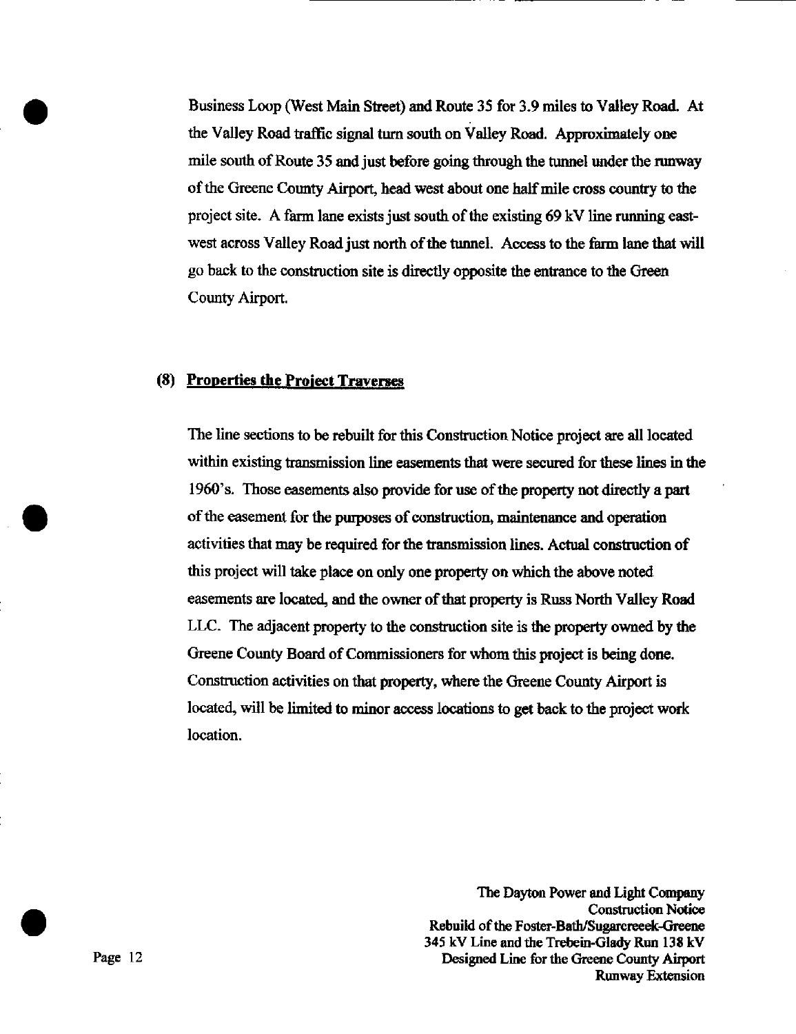Business Loop (West Main Street) and Route 35 for 3.9 miles to Valley Road. At the Valley Road traffic signal turn south on Valley Road. Approximately one mile south of Route 35 and just before going through the tunnel under the runway of the Greene County Airport, head west about one half mile cross country to the project site. A farm lane exists just south of the existing 69 kV line running east-west across Valley Road just north of the tunnel. Access to the farm lane that will go back to the construction site is directly opposite the entrance to the Green County Airport.

## (8) Properties the Project Traverses

The line sections to be rebuilt for this Construction Notice project are all located within existing transmission line easements that were secured for these lines in the 1960's. Those easements also provide for use of the property not directly a part of the easement for the purposes of construction, maintenance and operation activities that may be required for the transmission lines. Actual construction of this project will take place on only one property on which the above noted easements are located, and the owner of that property is Russ North Valley Road LLC. The adjacent property to the construction site is the property owned by the Greene County Board of Commissioners for whom this project is being done. Construction activities on that property, where the Greene County Airport is located, will be limited to minor access locations to get back to the project work location.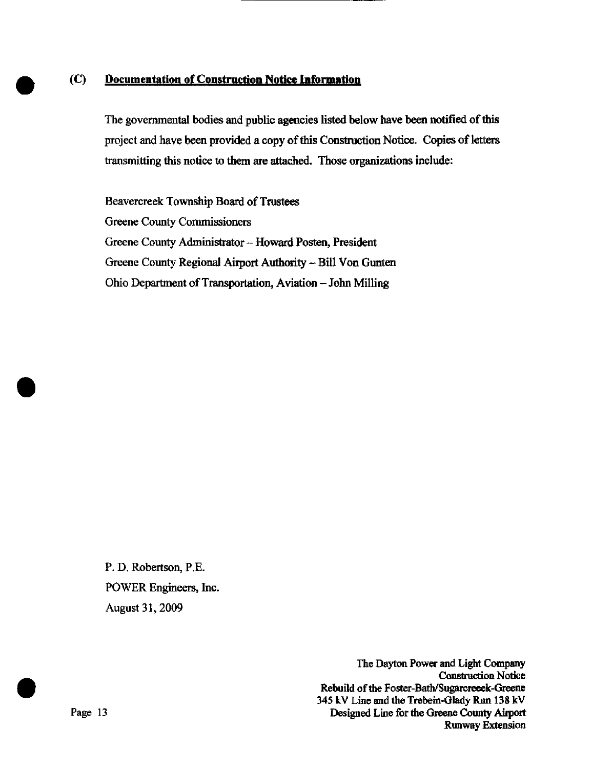## (C) Documentation of Construction Notice Information

The governmental bodies and public agencies listed below have been notified of this project and have been provided a copy of this Construction Notice. Copies of letters transmitting this notice to them are attached. Those organizations include:

Beavercreek Township Board of Trustees
Greene County Commissioners
Greene County Administrator – Howard Posten, President
Greene County Regional Airport Authority – Bill Von Gunten
Ohio Department of Transportation, Aviation – John Milling

P. D. Robertson, P.E.
POWER Engineers, Inc.
August 31, 2009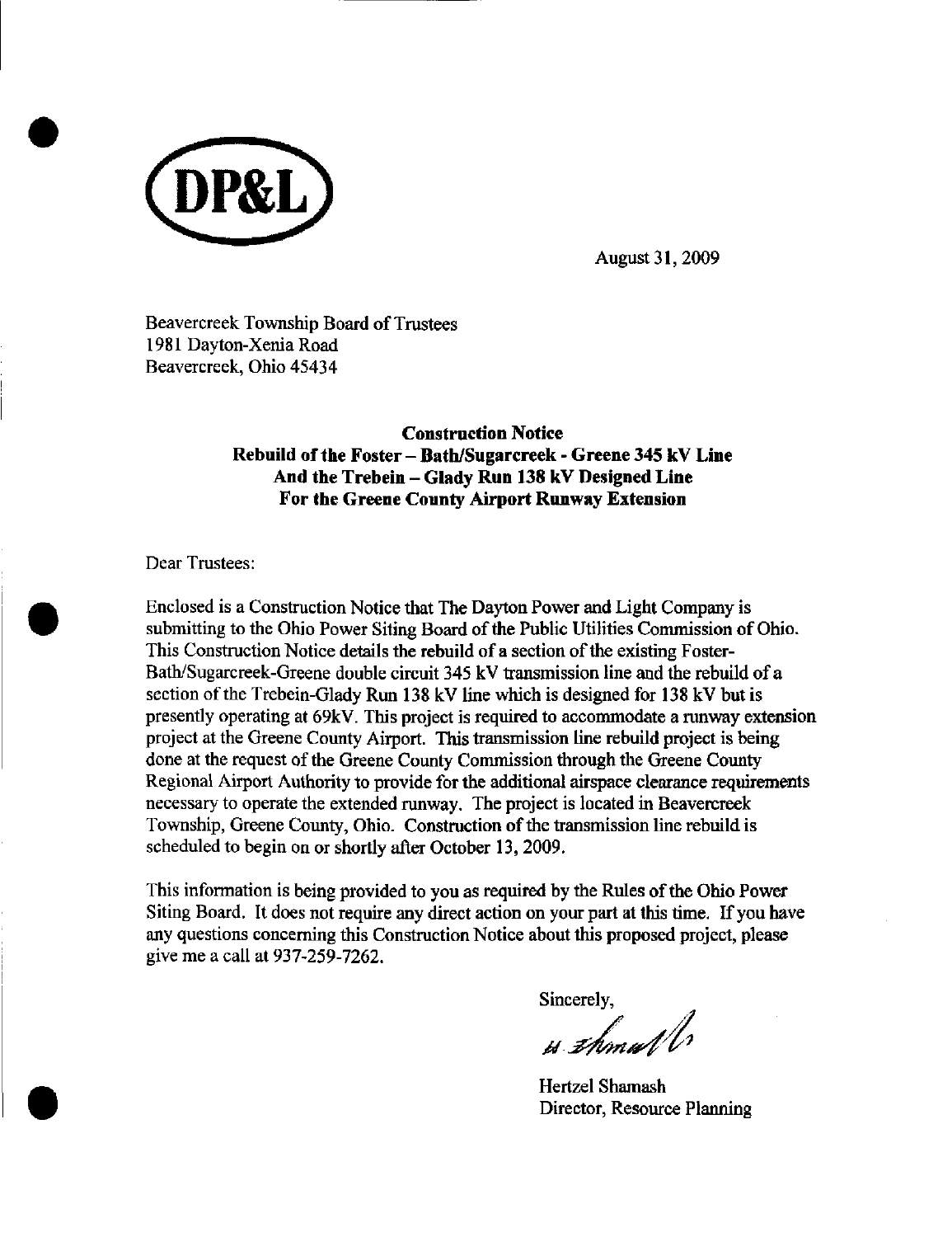**DP&L**

August 31, 2009

Beavercreek Township Board of Trustees
1981 Dayton-Xenia Road
Beavercreek, Ohio 45434

**Construction Notice**
**Rebuild of the Foster – Bath/Sugarcreek - Greene 345 kV Line**
**And the Trebein – Glady Run 138 kV Designed Line**
**For the Greene County Airport Runway Extension**

Dear Trustees:

Enclosed is a Construction Notice that The Dayton Power and Light Company is submitting to the Ohio Power Siting Board of the Public Utilities Commission of Ohio. This Construction Notice details the rebuild of a section of the existing Foster-Bath/Sugarcreek-Greene double circuit 345 kV transmission line and the rebuild of a section of the Trebein-Glady Run 138 kV line which is designed for 138 kV but is presently operating at 69kV. This project is required to accommodate a runway extension project at the Greene County Airport. This transmission line rebuild project is being done at the request of the Greene County Commission through the Greene County Regional Airport Authority to provide for the additional airspace clearance requirements necessary to operate the extended runway. The project is located in Beavercreek Township, Greene County, Ohio. Construction of the transmission line rebuild is scheduled to begin on or shortly after October 13, 2009.

This information is being provided to you as required by the Rules of the Ohio Power Siting Board. It does not require any direct action on your part at this time. If you have any questions concerning this Construction Notice about this proposed project, please give me a call at 937-259-7262.

Sincerely,

H. Shamash

Hertzel Shamash
Director, Resource Planning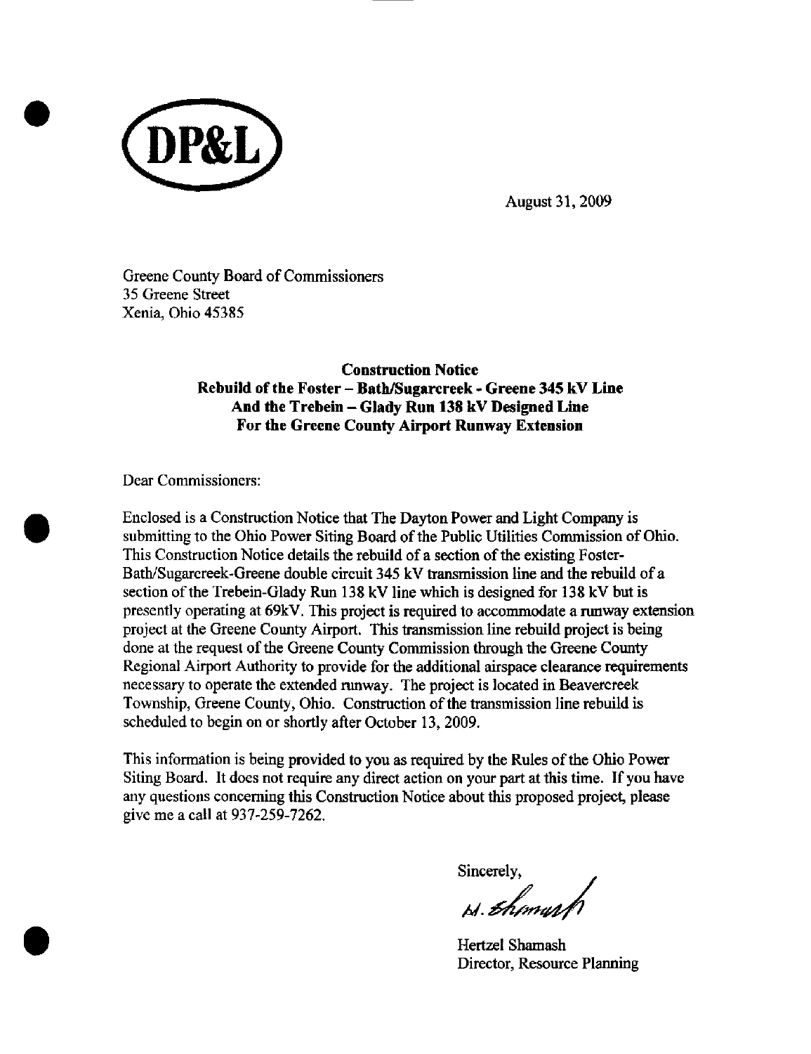**DP&L**

August 31, 2009

Greene County Board of Commissioners
35 Greene Street
Xenia, Ohio 45385

**Construction Notice**
**Rebuild of the Foster – Bath/Sugarcreek - Greene 345 kV Line**
**And the Trebein – Glady Run 138 kV Designed Line**
**For the Greene County Airport Runway Extension**

Dear Commissioners:

Enclosed is a Construction Notice that The Dayton Power and Light Company is submitting to the Ohio Power Siting Board of the Public Utilities Commission of Ohio. This Construction Notice details the rebuild of a section of the existing Foster-Bath/Sugarcreek-Greene double circuit 345 kV transmission line and the rebuild of a section of the Trebein-Glady Run 138 kV line which is designed for 138 kV but is presently operating at 69kV. This project is required to accommodate a runway extension project at the Greene County Airport. This transmission line rebuild project is being done at the request of the Greene County Commission through the Greene County Regional Airport Authority to provide for the additional airspace clearance requirements necessary to operate the extended runway. The project is located in Beavercreek Township, Greene County, Ohio. Construction of the transmission line rebuild is scheduled to begin on or shortly after October 13, 2009.

This information is being provided to you as required by the Rules of the Ohio Power Siting Board. It does not require any direct action on your part at this time. If you have any questions concerning this Construction Notice about this proposed project, please give me a call at 937-259-7262.

Sincerely,

H. Shamash

Hertzel Shamash
Director, Resource Planning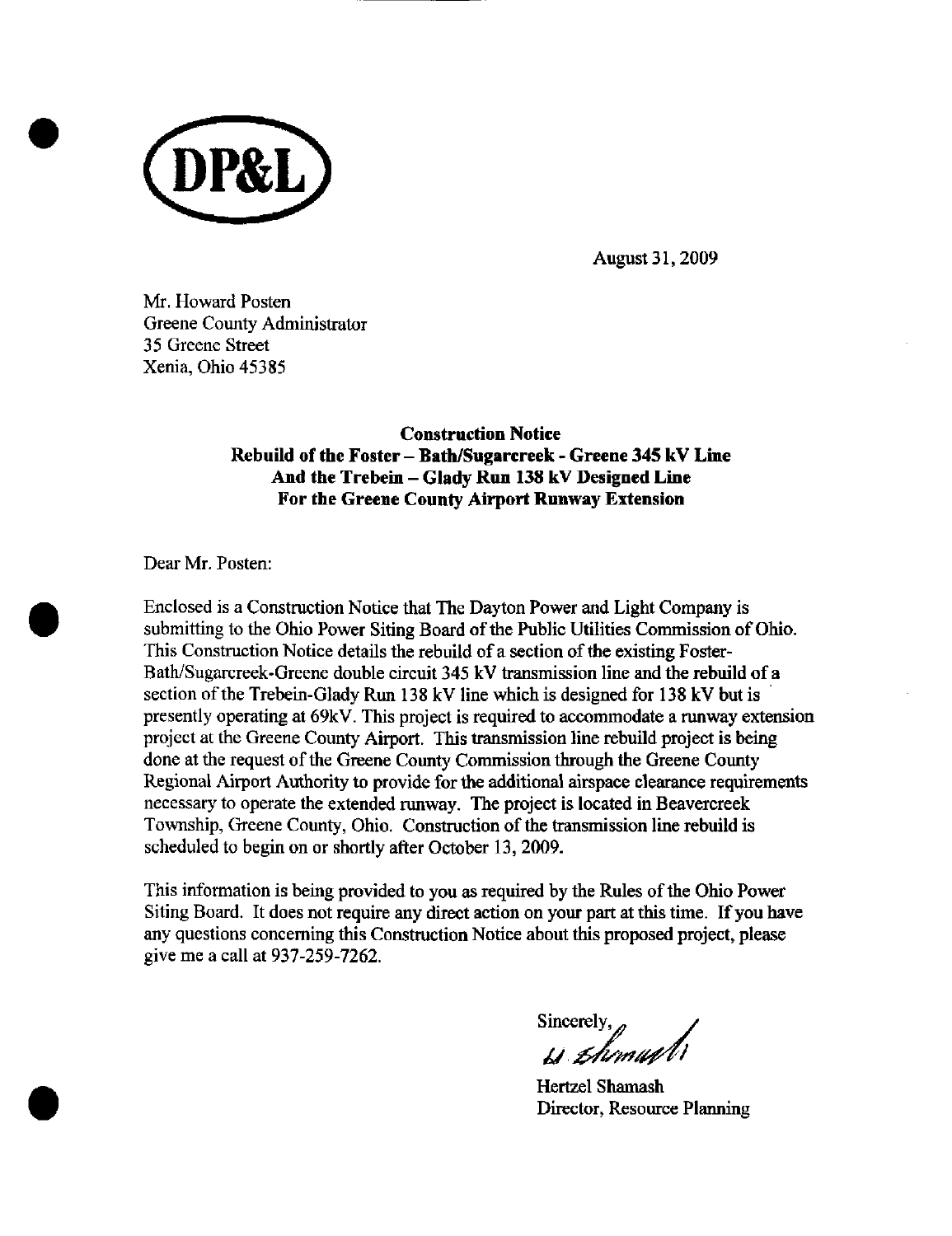DP&L

August 31, 2009

Mr. Howard Posten
Greene County Administrator
35 Greene Street
Xenia, Ohio 45385

**Construction Notice**
**Rebuild of the Foster – Bath/Sugarcreek - Greene 345 kV Line**
**And the Trebein – Glady Run 138 kV Designed Line**
**For the Greene County Airport Runway Extension**

Dear Mr. Posten:

Enclosed is a Construction Notice that The Dayton Power and Light Company is submitting to the Ohio Power Siting Board of the Public Utilities Commission of Ohio. This Construction Notice details the rebuild of a section of the existing Foster-Bath/Sugarcreek-Greene double circuit 345 kV transmission line and the rebuild of a section of the Trebein-Glady Run 138 kV line which is designed for 138 kV but is presently operating at 69kV. This project is required to accommodate a runway extension project at the Greene County Airport. This transmission line rebuild project is being done at the request of the Greene County Commission through the Greene County Regional Airport Authority to provide for the additional airspace clearance requirements necessary to operate the extended runway. The project is located in Beavercreek Township, Greene County, Ohio. Construction of the transmission line rebuild is scheduled to begin on or shortly after October 13, 2009.

This information is being provided to you as required by the Rules of the Ohio Power Siting Board. It does not require any direct action on your part at this time. If you have any questions concerning this Construction Notice about this proposed project, please give me a call at 937-259-7262.

Sincerely,

Hertzel Shamash
Director, Resource Planning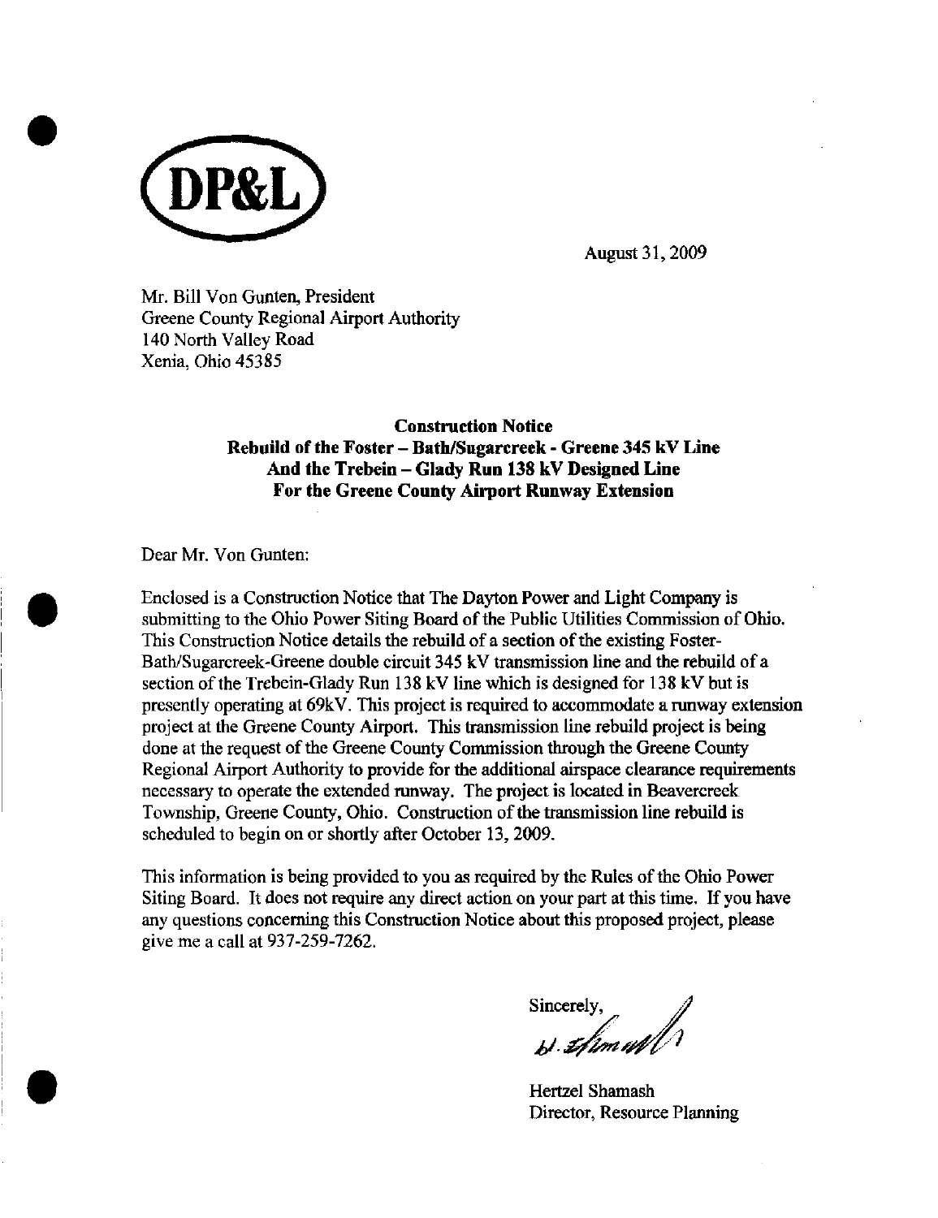DP&L

August 31, 2009

Mr. Bill Von Gunten, President
Greene County Regional Airport Authority
140 North Valley Road
Xenia, Ohio 45385

**Construction Notice**
**Rebuild of the Foster – Bath/Sugarcreek - Greene 345 kV Line**
**And the Trebein – Glady Run 138 kV Designed Line**
**For the Greene County Airport Runway Extension**

Dear Mr. Von Gunten:

Enclosed is a Construction Notice that The Dayton Power and Light Company is submitting to the Ohio Power Siting Board of the Public Utilities Commission of Ohio. This Construction Notice details the rebuild of a section of the existing Foster-Bath/Sugarcreek-Greene double circuit 345 kV transmission line and the rebuild of a section of the Trebein-Glady Run 138 kV line which is designed for 138 kV but is presently operating at 69kV. This project is required to accommodate a runway extension project at the Greene County Airport. This transmission line rebuild project is being done at the request of the Greene County Commission through the Greene County Regional Airport Authority to provide for the additional airspace clearance requirements necessary to operate the extended runway. The project is located in Beavercreek Township, Greene County, Ohio. Construction of the transmission line rebuild is scheduled to begin on or shortly after October 13, 2009.

This information is being provided to you as required by the Rules of the Ohio Power Siting Board. It does not require any direct action on your part at this time. If you have any questions concerning this Construction Notice about this proposed project, please give me a call at 937-259-7262.

Sincerely,

H. Shamash

Hertzel Shamash
Director, Resource Planning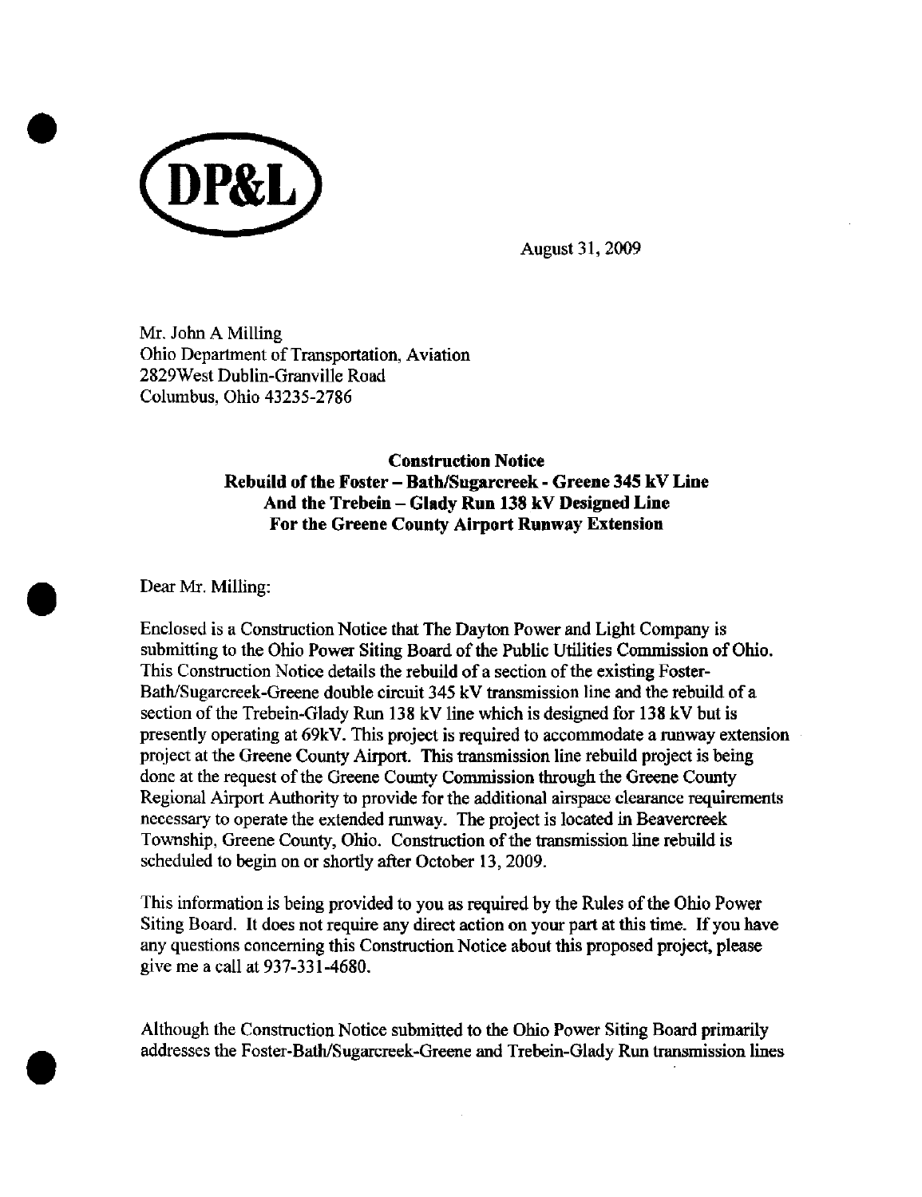**DP&L**

August 31, 2009

Mr. John A Milling
Ohio Department of Transportation, Aviation
2829West Dublin-Granville Road
Columbus, Ohio 43235-2786

**Construction Notice**
**Rebuild of the Foster – Bath/Sugarcreek - Greene 345 kV Line**
**And the Trebein – Glady Run 138 kV Designed Line**
**For the Greene County Airport Runway Extension**

Dear Mr. Milling:

Enclosed is a Construction Notice that The Dayton Power and Light Company is submitting to the Ohio Power Siting Board of the Public Utilities Commission of Ohio. This Construction Notice details the rebuild of a section of the existing Foster-Bath/Sugarcreek-Greene double circuit 345 kV transmission line and the rebuild of a section of the Trebein-Glady Run 138 kV line which is designed for 138 kV but is presently operating at 69kV. This project is required to accommodate a runway extension project at the Greene County Airport. This transmission line rebuild project is being done at the request of the Greene County Commission through the Greene County Regional Airport Authority to provide for the additional airspace clearance requirements necessary to operate the extended runway. The project is located in Beavercreek Township, Greene County, Ohio. Construction of the transmission line rebuild is scheduled to begin on or shortly after October 13, 2009.

This information is being provided to you as required by the Rules of the Ohio Power Siting Board. It does not require any direct action on your part at this time. If you have any questions concerning this Construction Notice about this proposed project, please give me a call at 937-331-4680.

Although the Construction Notice submitted to the Ohio Power Siting Board primarily addresses the Foster-Bath/Sugarcreek-Greene and Trebein-Glady Run transmission lines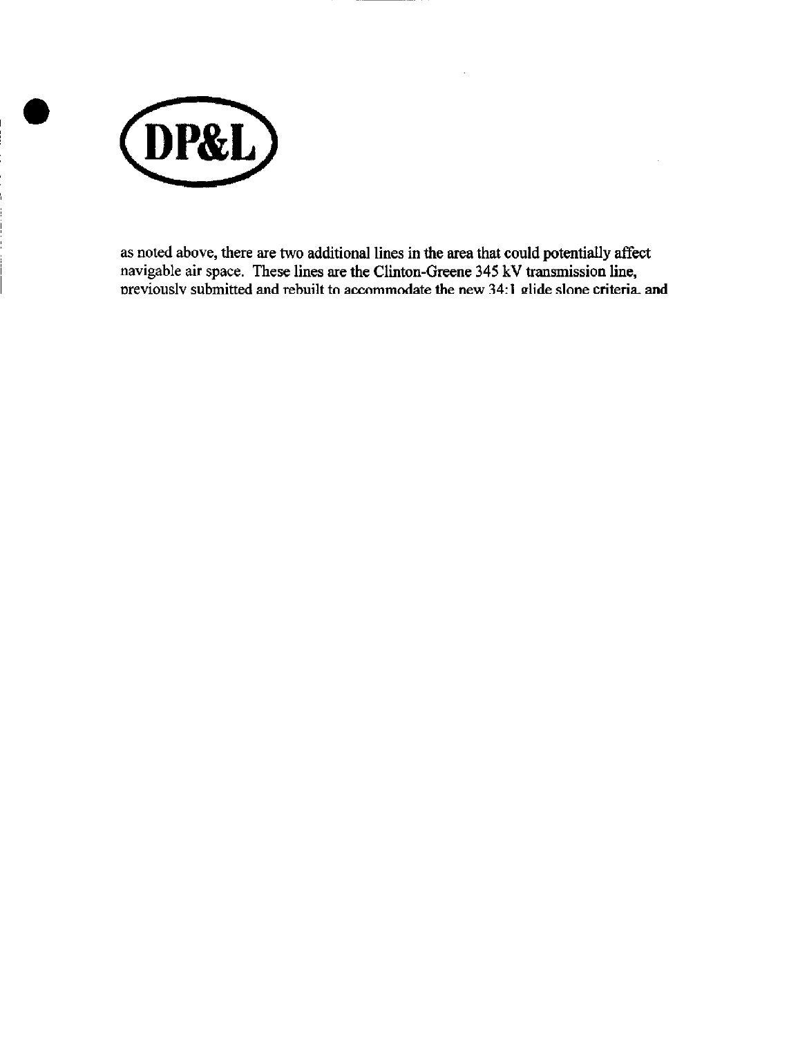**DP&L**

as noted above, there are two additional lines in the area that could potentially affect navigable air space. These lines are the Clinton-Greene 345 kV transmission line, previously submitted and rebuilt to accommodate the new 34:1 glide slope criteria, and